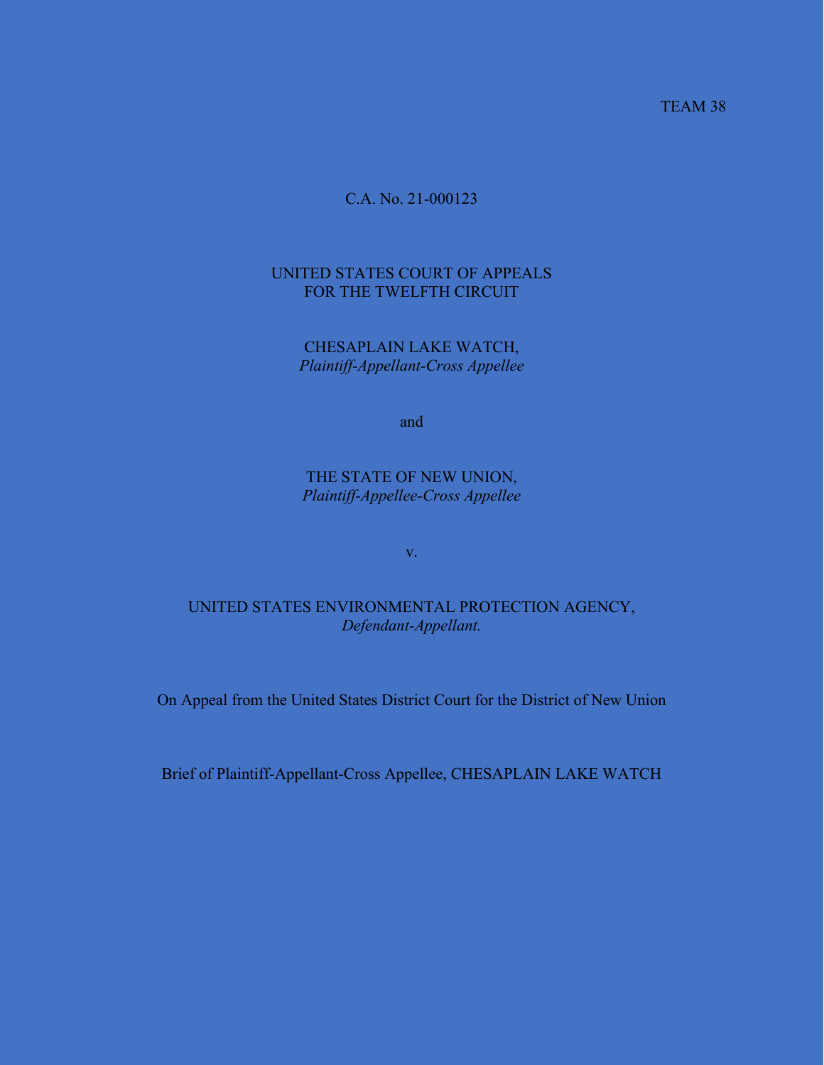TEAM 38

C.A. No. 21-000123

UNITED STATES COURT OF APPEALS
FOR THE TWELFTH CIRCUIT

CHESAPLAIN LAKE WATCH,
*Plaintiff-Appellant-Cross Appellee*

and

THE STATE OF NEW UNION,
*Plaintiff-Appellee-Cross Appellee*

v.

UNITED STATES ENVIRONMENTAL PROTECTION AGENCY,
*Defendant-Appellant.*

On Appeal from the United States District Court for the District of New Union

Brief of Plaintiff-Appellant-Cross Appellee, CHESAPLAIN LAKE WATCH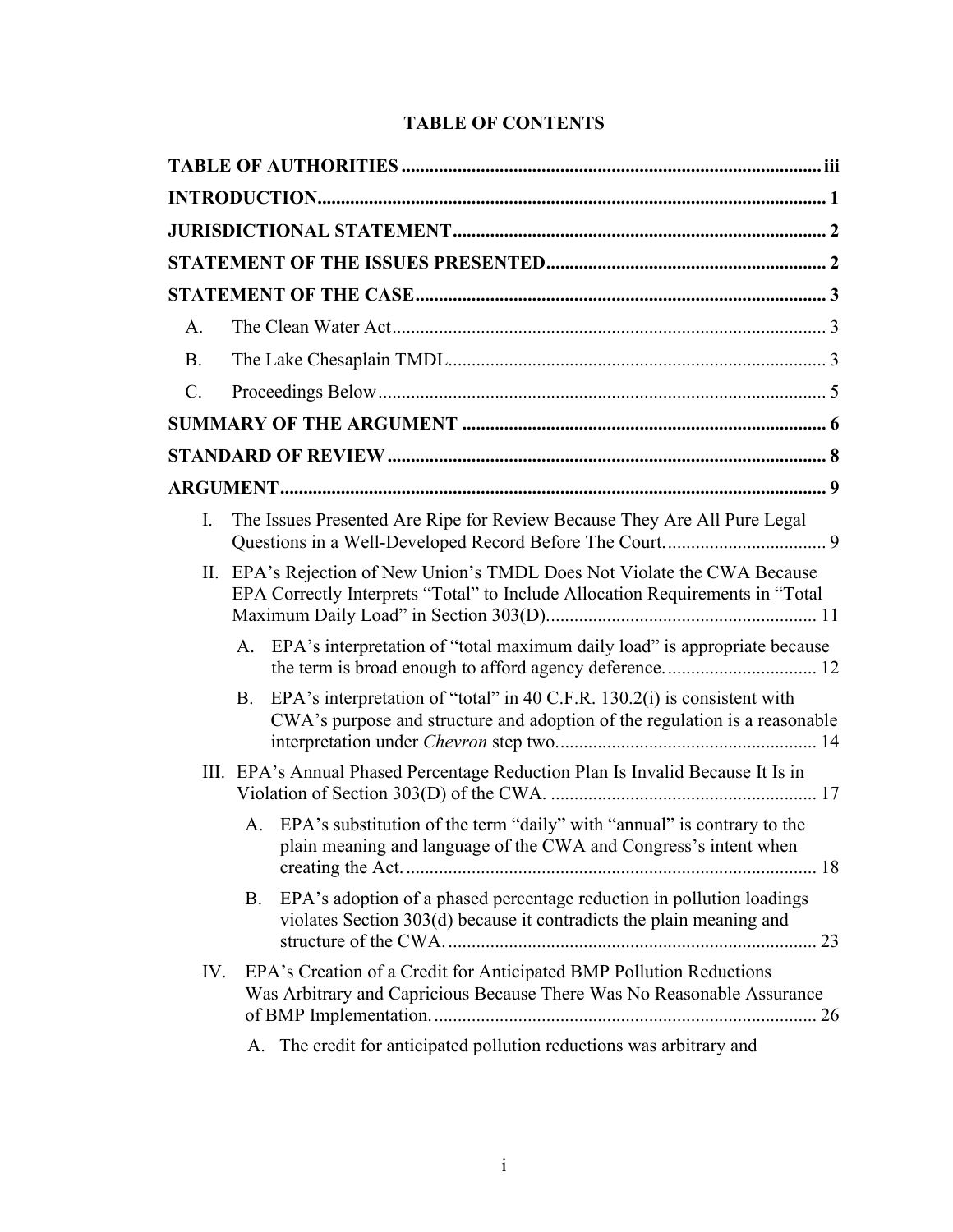# TABLE OF CONTENTS

**TABLE OF AUTHORITIES** ... **iii**

**INTRODUCTION** ... **1**

**JURISDICTIONAL STATEMENT** ... **2**

**STATEMENT OF THE ISSUES PRESENTED** ... **2**

**STATEMENT OF THE CASE** ... **3**

- A. The Clean Water Act ... 3
- B. The Lake Chesaplain TMDL ... 3
- C. Proceedings Below ... 5

**SUMMARY OF THE ARGUMENT** ... **6**

**STANDARD OF REVIEW** ... **8**

**ARGUMENT** ... **9**

- I. The Issues Presented Are Ripe for Review Because They Are All Pure Legal Questions in a Well-Developed Record Before The Court. ... 9
- II. EPA's Rejection of New Union's TMDL Does Not Violate the CWA Because EPA Correctly Interprets "Total" to Include Allocation Requirements in "Total Maximum Daily Load" in Section 303(D). ... 11
  - A. EPA's interpretation of "total maximum daily load" is appropriate because the term is broad enough to afford agency deference. ... 12
  - B. EPA's interpretation of "total" in 40 C.F.R. 130.2(i) is consistent with CWA's purpose and structure and adoption of the regulation is a reasonable interpretation under *Chevron* step two. ... 14
- III. EPA's Annual Phased Percentage Reduction Plan Is Invalid Because It Is in Violation of Section 303(D) of the CWA. ... 17
  - A. EPA's substitution of the term "daily" with "annual" is contrary to the plain meaning and language of the CWA and Congress's intent when creating the Act. ... 18
  - B. EPA's adoption of a phased percentage reduction in pollution loadings violates Section 303(d) because it contradicts the plain meaning and structure of the CWA. ... 23
- IV. EPA's Creation of a Credit for Anticipated BMP Pollution Reductions Was Arbitrary and Capricious Because There Was No Reasonable Assurance of BMP Implementation. ... 26
  - A. The credit for anticipated pollution reductions was arbitrary and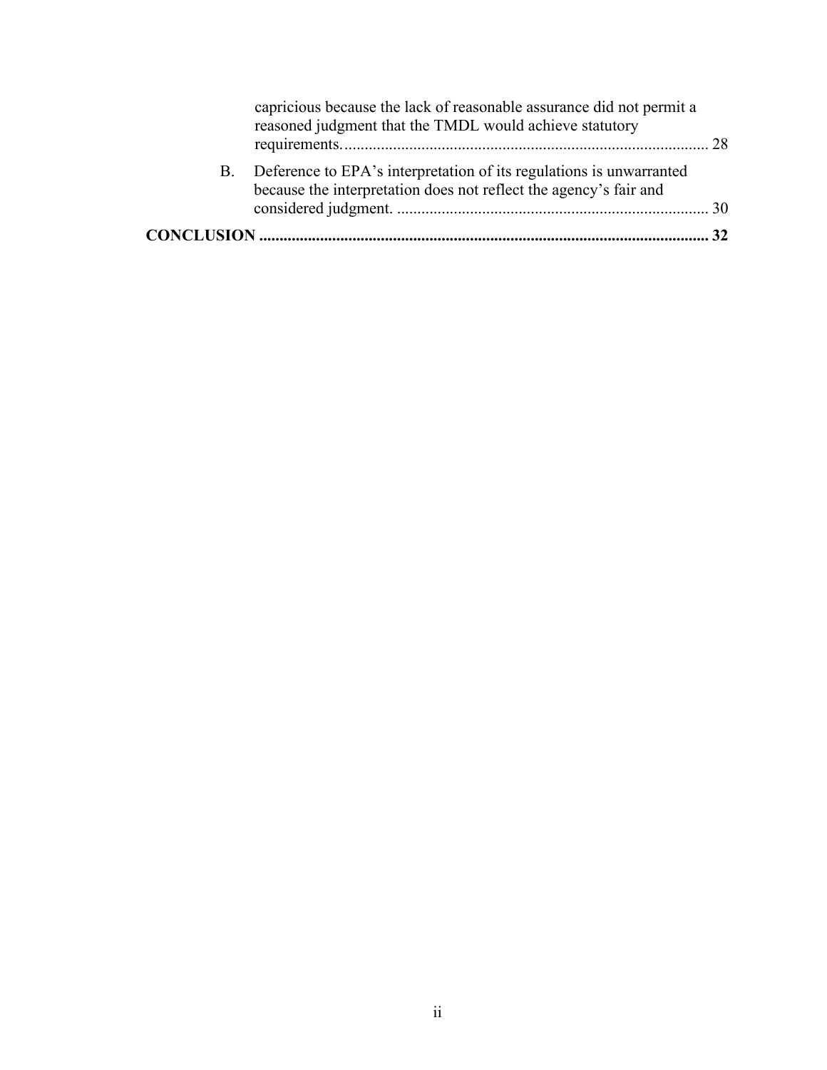capricious because the lack of reasonable assurance did not permit a reasoned judgment that the TMDL would achieve statutory requirements. ........................................................................................ 28

B. Deference to EPA's interpretation of its regulations is unwarranted because the interpretation does not reflect the agency's fair and considered judgment. ............................................................................ 30

**CONCLUSION ............................................................................................................... 32**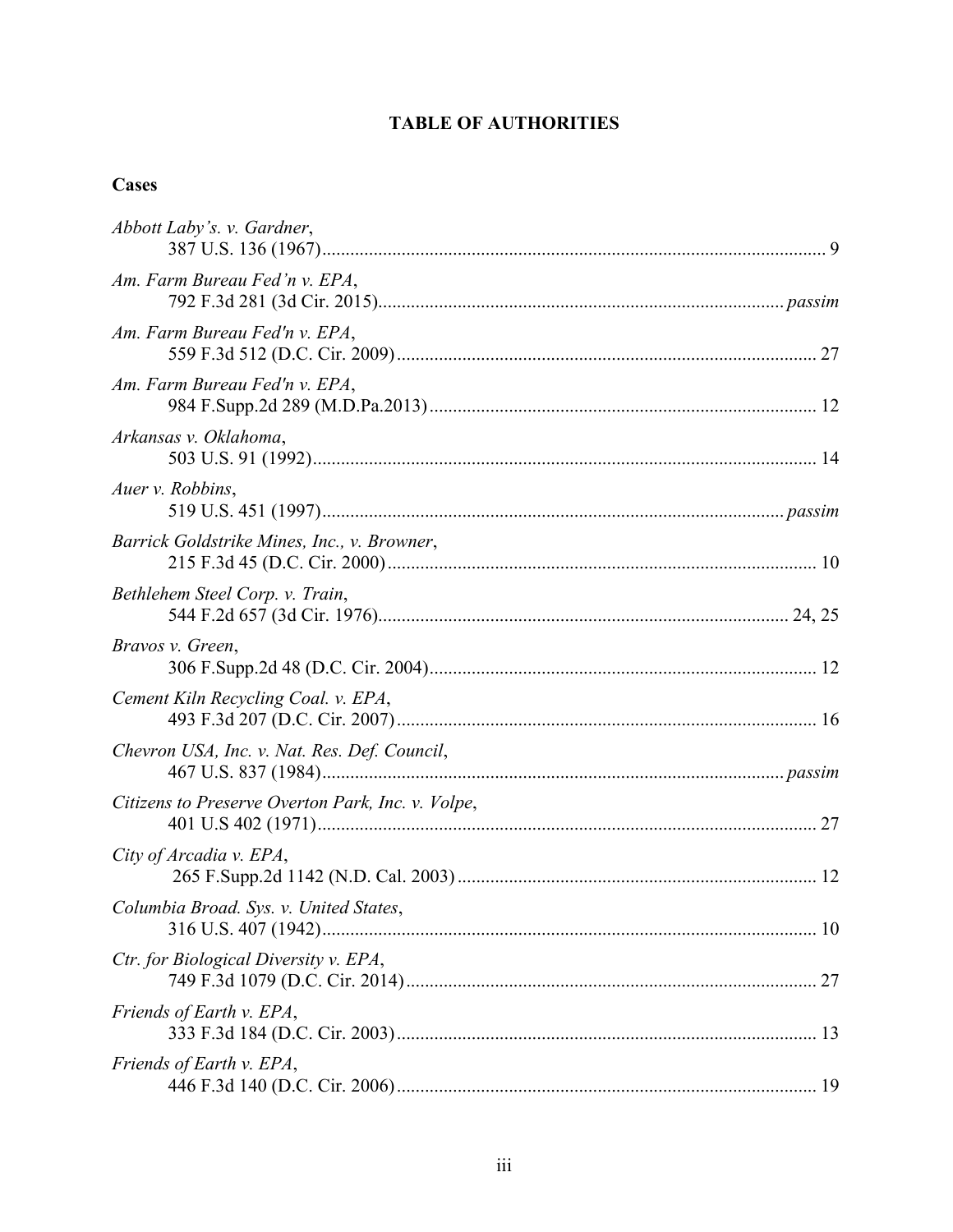# TABLE OF AUTHORITIES

## Cases

*Abbott Laby's. v. Gardner*,
387 U.S. 136 (1967) .......... 9

*Am. Farm Bureau Fed'n v. EPA*,
792 F.3d 281 (3d Cir. 2015) .......... *passim*

*Am. Farm Bureau Fed'n v. EPA*,
559 F.3d 512 (D.C. Cir. 2009) .......... 27

*Am. Farm Bureau Fed'n v. EPA*,
984 F.Supp.2d 289 (M.D.Pa.2013) .......... 12

*Arkansas v. Oklahoma*,
503 U.S. 91 (1992) .......... 14

*Auer v. Robbins*,
519 U.S. 451 (1997) .......... *passim*

*Barrick Goldstrike Mines, Inc., v. Browner*,
215 F.3d 45 (D.C. Cir. 2000) .......... 10

*Bethlehem Steel Corp. v. Train*,
544 F.2d 657 (3d Cir. 1976) .......... 24, 25

*Bravos v. Green*,
306 F.Supp.2d 48 (D.C. Cir. 2004) .......... 12

*Cement Kiln Recycling Coal. v. EPA*,
493 F.3d 207 (D.C. Cir. 2007) .......... 16

*Chevron USA, Inc. v. Nat. Res. Def. Council*,
467 U.S. 837 (1984) .......... *passim*

*Citizens to Preserve Overton Park, Inc. v. Volpe*,
401 U.S 402 (1971) .......... 27

*City of Arcadia v. EPA*,
265 F.Supp.2d 1142 (N.D. Cal. 2003) .......... 12

*Columbia Broad. Sys. v. United States*,
316 U.S. 407 (1942) .......... 10

*Ctr. for Biological Diversity v. EPA*,
749 F.3d 1079 (D.C. Cir. 2014) .......... 27

*Friends of Earth v. EPA*,
333 F.3d 184 (D.C. Cir. 2003) .......... 13

*Friends of Earth v. EPA*,
446 F.3d 140 (D.C. Cir. 2006) .......... 19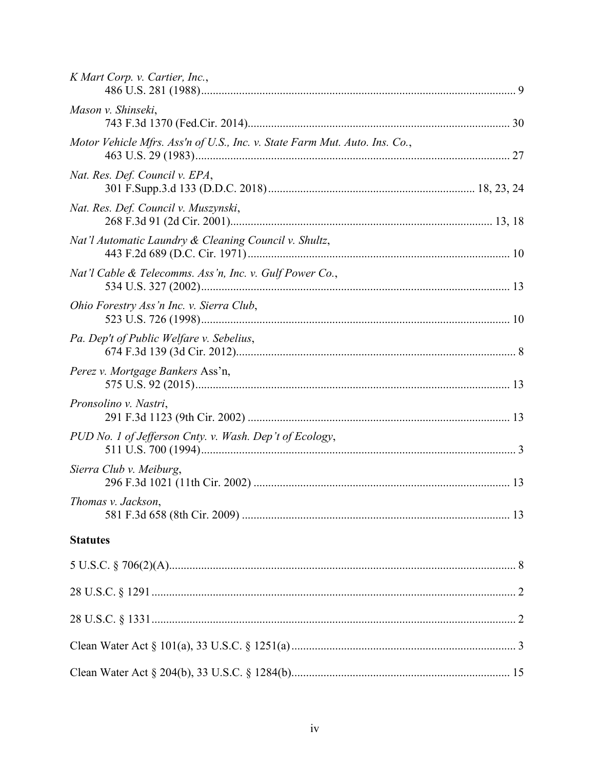*K Mart Corp. v. Cartier, Inc.*,
486 U.S. 281 (1988) ........................................................................................................ 9

*Mason v. Shinseki*,
743 F.3d 1370 (Fed.Cir. 2014) ......................................................................................... 30

*Motor Vehicle Mfrs. Ass'n of U.S., Inc. v. State Farm Mut. Auto. Ins. Co.*,
463 U.S. 29 (1983) .......................................................................................................... 27

*Nat. Res. Def. Council v. EPA*,
301 F.Supp.3.d 133 (D.D.C. 2018) ..................................................................... 18, 23, 24

*Nat. Res. Def. Council v. Muszynski*,
268 F.3d 91 (2d Cir. 2001) ......................................................................................... 13, 18

*Nat'l Automatic Laundry & Cleaning Council v. Shultz*,
443 F.2d 689 (D.C. Cir. 1971) ......................................................................................... 10

*Nat'l Cable & Telecomms. Ass'n, Inc. v. Gulf Power Co.*,
534 U.S. 327 (2002) ......................................................................................................... 13

*Ohio Forestry Ass'n Inc. v. Sierra Club*,
523 U.S. 726 (1998) ......................................................................................................... 10

*Pa. Dep't of Public Welfare v. Sebelius*,
674 F.3d 139 (3d Cir. 2012) ............................................................................................... 8

*Perez v. Mortgage Bankers* Ass'n,
575 U.S. 92 (2015) ........................................................................................................... 13

*Pronsolino v. Nastri*,
291 F.3d 1123 (9th Cir. 2002) .......................................................................................... 13

*PUD No. 1 of Jefferson Cnty. v. Wash. Dep't of Ecology*,
511 U.S. 700 (1994) ........................................................................................................... 3

*Sierra Club v. Meiburg*,
296 F.3d 1021 (11th Cir. 2002) ........................................................................................ 13

*Thomas v. Jackson*,
581 F.3d 658 (8th Cir. 2009) ............................................................................................ 13

**Statutes**

5 U.S.C. § 706(2)(A) ........................................................................................................... 8

28 U.S.C. § 1291 ................................................................................................................. 2

28 U.S.C. § 1331 ................................................................................................................. 2

Clean Water Act § 101(a), 33 U.S.C. § 1251(a) ................................................................... 3

Clean Water Act § 204(b), 33 U.S.C. § 1284(b) ................................................................. 15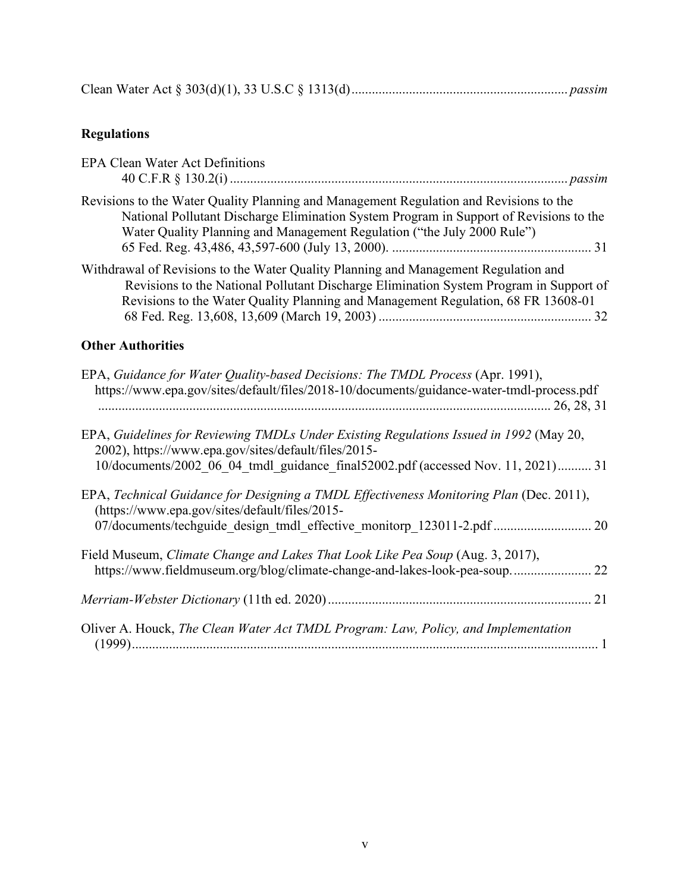Clean Water Act § 303(d)(1), 33 U.S.C § 1313(d) ............................................................... *passim*

**Regulations**

EPA Clean Water Act Definitions
40 C.F.R § 130.2(i) .................................................................................................. *passim*

Revisions to the Water Quality Planning and Management Regulation and Revisions to the National Pollutant Discharge Elimination System Program in Support of Revisions to the Water Quality Planning and Management Regulation ("the July 2000 Rule")
65 Fed. Reg. 43,486, 43,597-600 (July 13, 2000). .......................................................... 31

Withdrawal of Revisions to the Water Quality Planning and Management Regulation and Revisions to the National Pollutant Discharge Elimination System Program in Support of Revisions to the Water Quality Planning and Management Regulation, 68 FR 13608-01
68 Fed. Reg. 13,608, 13,609 (March 19, 2003) .............................................................. 32

**Other Authorities**

EPA, *Guidance for Water Quality-based Decisions: The TMDL Process* (Apr. 1991), https://www.epa.gov/sites/default/files/2018-10/documents/guidance-water-tmdl-process.pdf ..................................................................................................................... 26, 28, 31

EPA, *Guidelines for Reviewing TMDLs Under Existing Regulations Issued in 1992* (May 20, 2002), https://www.epa.gov/sites/default/files/2015-10/documents/2002_06_04_tmdl_guidance_final52002.pdf (accessed Nov. 11, 2021).......... 31

EPA, *Technical Guidance for Designing a TMDL Effectiveness Monitoring Plan* (Dec. 2011), (https://www.epa.gov/sites/default/files/2015-07/documents/techguide_design_tmdl_effective_monitorp_123011-2.pdf ............................ 20

Field Museum, *Climate Change and Lakes That Look Like Pea Soup* (Aug. 3, 2017), https://www.fieldmuseum.org/blog/climate-change-and-lakes-look-pea-soup. ...................... 22

*Merriam-Webster Dictionary* (11th ed. 2020) ............................................................................ 21

Oliver A. Houck, *The Clean Water Act TMDL Program: Law, Policy, and Implementation* (1999)......................................................................................................................... 1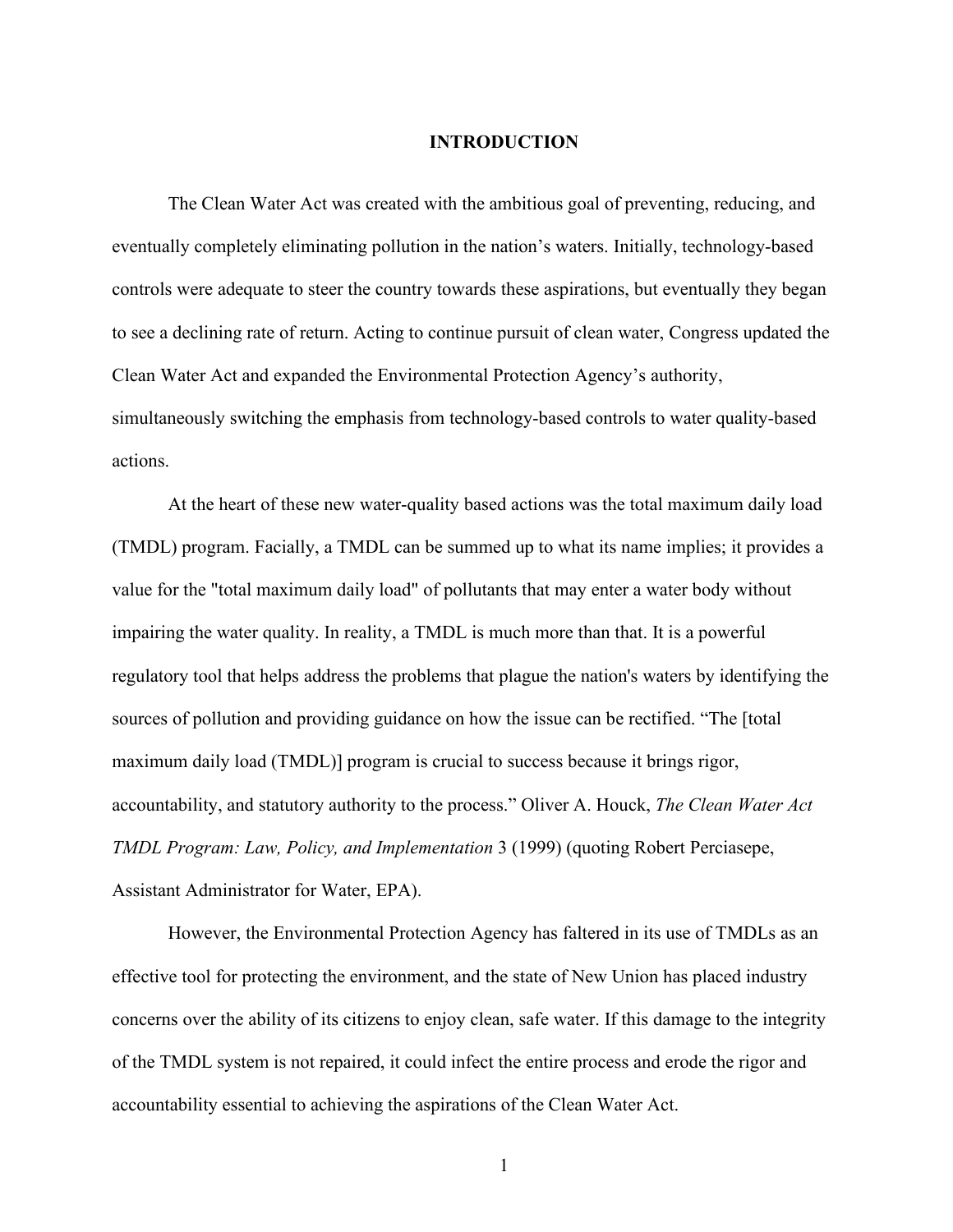# INTRODUCTION

The Clean Water Act was created with the ambitious goal of preventing, reducing, and eventually completely eliminating pollution in the nation's waters. Initially, technology-based controls were adequate to steer the country towards these aspirations, but eventually they began to see a declining rate of return. Acting to continue pursuit of clean water, Congress updated the Clean Water Act and expanded the Environmental Protection Agency's authority, simultaneously switching the emphasis from technology-based controls to water quality-based actions.

At the heart of these new water-quality based actions was the total maximum daily load (TMDL) program. Facially, a TMDL can be summed up to what its name implies; it provides a value for the "total maximum daily load" of pollutants that may enter a water body without impairing the water quality. In reality, a TMDL is much more than that. It is a powerful regulatory tool that helps address the problems that plague the nation's waters by identifying the sources of pollution and providing guidance on how the issue can be rectified. "The [total maximum daily load (TMDL)] program is crucial to success because it brings rigor, accountability, and statutory authority to the process." Oliver A. Houck, *The Clean Water Act TMDL Program: Law, Policy, and Implementation* 3 (1999) (quoting Robert Perciasepe, Assistant Administrator for Water, EPA).

However, the Environmental Protection Agency has faltered in its use of TMDLs as an effective tool for protecting the environment, and the state of New Union has placed industry concerns over the ability of its citizens to enjoy clean, safe water. If this damage to the integrity of the TMDL system is not repaired, it could infect the entire process and erode the rigor and accountability essential to achieving the aspirations of the Clean Water Act.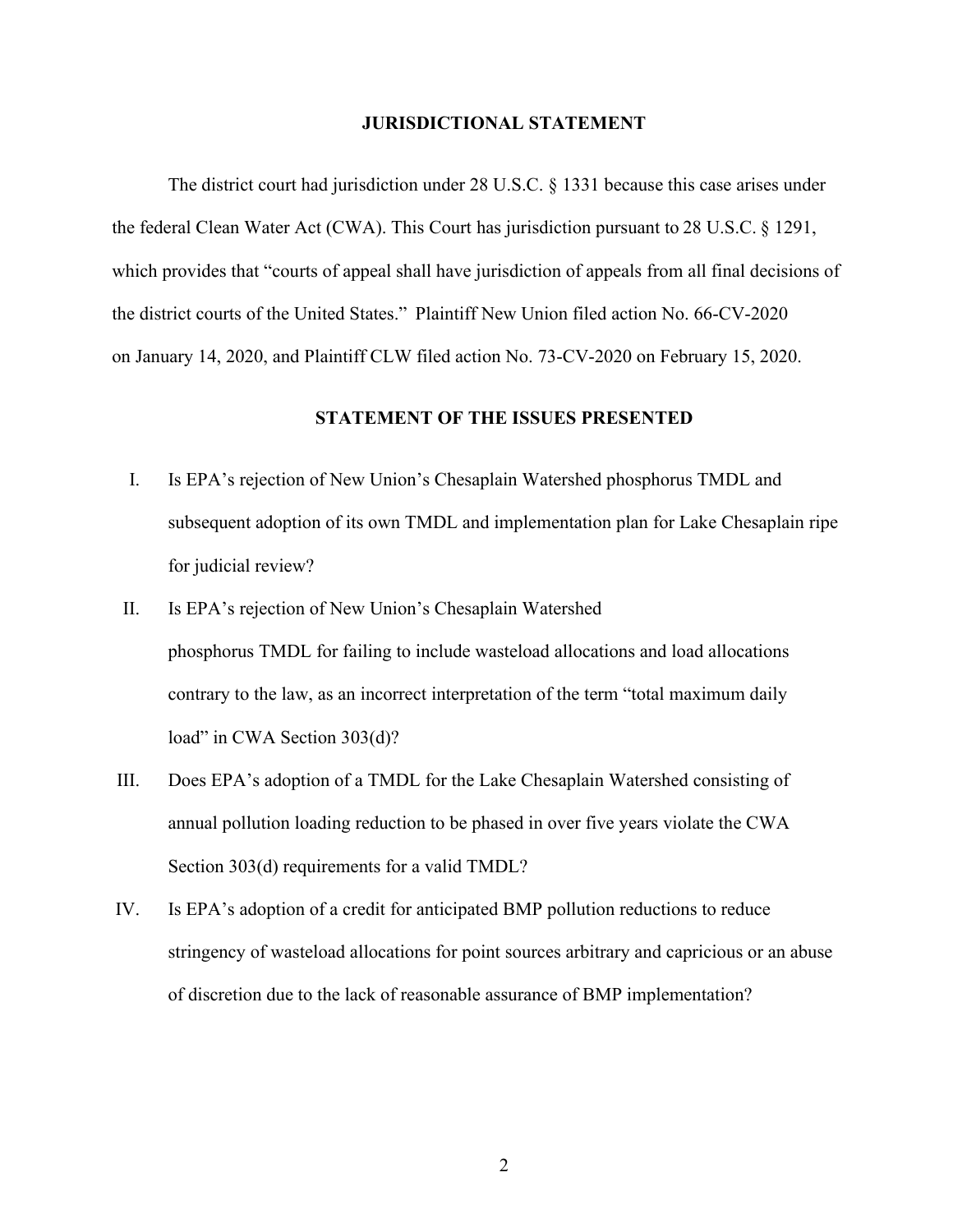## JURISDICTIONAL STATEMENT

The district court had jurisdiction under 28 U.S.C. § 1331 because this case arises under the federal Clean Water Act (CWA). This Court has jurisdiction pursuant to 28 U.S.C. § 1291, which provides that "courts of appeal shall have jurisdiction of appeals from all final decisions of the district courts of the United States." Plaintiff New Union filed action No. 66-CV-2020 on January 14, 2020, and Plaintiff CLW filed action No. 73-CV-2020 on February 15, 2020.

## STATEMENT OF THE ISSUES PRESENTED

I. Is EPA's rejection of New Union's Chesaplain Watershed phosphorus TMDL and subsequent adoption of its own TMDL and implementation plan for Lake Chesaplain ripe for judicial review?

II. Is EPA's rejection of New Union's Chesaplain Watershed phosphorus TMDL for failing to include wasteload allocations and load allocations contrary to the law, as an incorrect interpretation of the term "total maximum daily load" in CWA Section 303(d)?

III. Does EPA's adoption of a TMDL for the Lake Chesaplain Watershed consisting of annual pollution loading reduction to be phased in over five years violate the CWA Section 303(d) requirements for a valid TMDL?

IV. Is EPA's adoption of a credit for anticipated BMP pollution reductions to reduce stringency of wasteload allocations for point sources arbitrary and capricious or an abuse of discretion due to the lack of reasonable assurance of BMP implementation?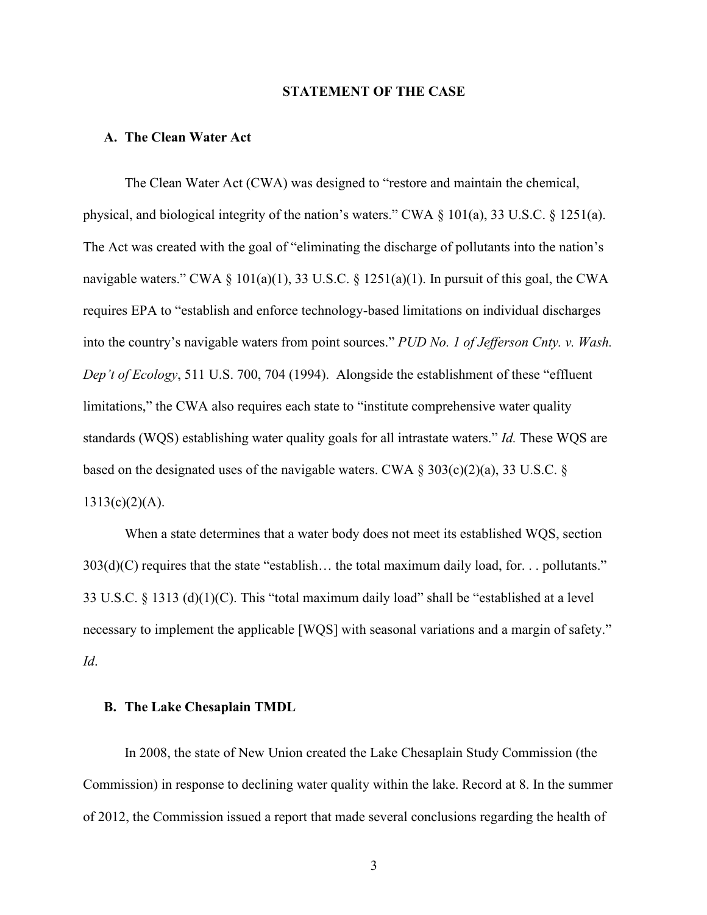## STATEMENT OF THE CASE

### A. The Clean Water Act

The Clean Water Act (CWA) was designed to "restore and maintain the chemical, physical, and biological integrity of the nation's waters." CWA § 101(a), 33 U.S.C. § 1251(a). The Act was created with the goal of "eliminating the discharge of pollutants into the nation's navigable waters." CWA § 101(a)(1), 33 U.S.C. § 1251(a)(1). In pursuit of this goal, the CWA requires EPA to "establish and enforce technology-based limitations on individual discharges into the country's navigable waters from point sources." *PUD No. 1 of Jefferson Cnty. v. Wash. Dep't of Ecology*, 511 U.S. 700, 704 (1994). Alongside the establishment of these "effluent limitations," the CWA also requires each state to "institute comprehensive water quality standards (WQS) establishing water quality goals for all intrastate waters." *Id.* These WQS are based on the designated uses of the navigable waters. CWA § 303(c)(2)(a), 33 U.S.C. § 1313(c)(2)(A).

When a state determines that a water body does not meet its established WQS, section 303(d)(C) requires that the state "establish… the total maximum daily load, for. . . pollutants." 33 U.S.C. § 1313 (d)(1)(C). This "total maximum daily load" shall be "established at a level necessary to implement the applicable [WQS] with seasonal variations and a margin of safety." *Id*.

### B. The Lake Chesaplain TMDL

In 2008, the state of New Union created the Lake Chesaplain Study Commission (the Commission) in response to declining water quality within the lake. Record at 8. In the summer of 2012, the Commission issued a report that made several conclusions regarding the health of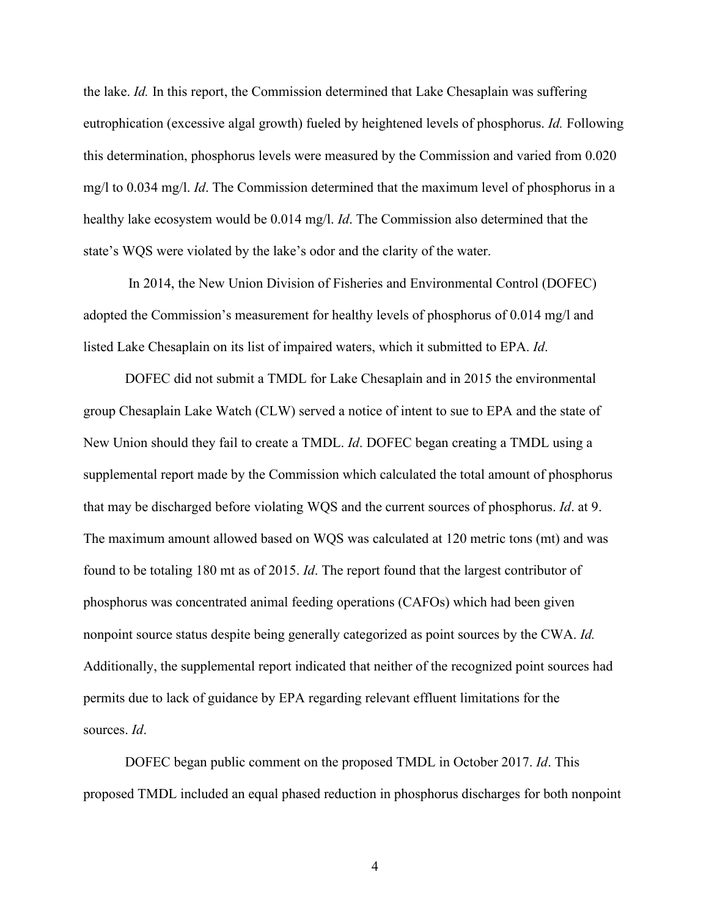the lake. *Id.* In this report, the Commission determined that Lake Chesaplain was suffering eutrophication (excessive algal growth) fueled by heightened levels of phosphorus. *Id.* Following this determination, phosphorus levels were measured by the Commission and varied from 0.020 mg/l to 0.034 mg/l. *Id*. The Commission determined that the maximum level of phosphorus in a healthy lake ecosystem would be 0.014 mg/l. *Id*. The Commission also determined that the state's WQS were violated by the lake's odor and the clarity of the water.

In 2014, the New Union Division of Fisheries and Environmental Control (DOFEC) adopted the Commission's measurement for healthy levels of phosphorus of 0.014 mg/l and listed Lake Chesaplain on its list of impaired waters, which it submitted to EPA. *Id*.

DOFEC did not submit a TMDL for Lake Chesaplain and in 2015 the environmental group Chesaplain Lake Watch (CLW) served a notice of intent to sue to EPA and the state of New Union should they fail to create a TMDL. *Id*. DOFEC began creating a TMDL using a supplemental report made by the Commission which calculated the total amount of phosphorus that may be discharged before violating WQS and the current sources of phosphorus. *Id*. at 9. The maximum amount allowed based on WQS was calculated at 120 metric tons (mt) and was found to be totaling 180 mt as of 2015. *Id*. The report found that the largest contributor of phosphorus was concentrated animal feeding operations (CAFOs) which had been given nonpoint source status despite being generally categorized as point sources by the CWA. *Id.* Additionally, the supplemental report indicated that neither of the recognized point sources had permits due to lack of guidance by EPA regarding relevant effluent limitations for the sources. *Id*.

DOFEC began public comment on the proposed TMDL in October 2017. *Id*. This proposed TMDL included an equal phased reduction in phosphorus discharges for both nonpoint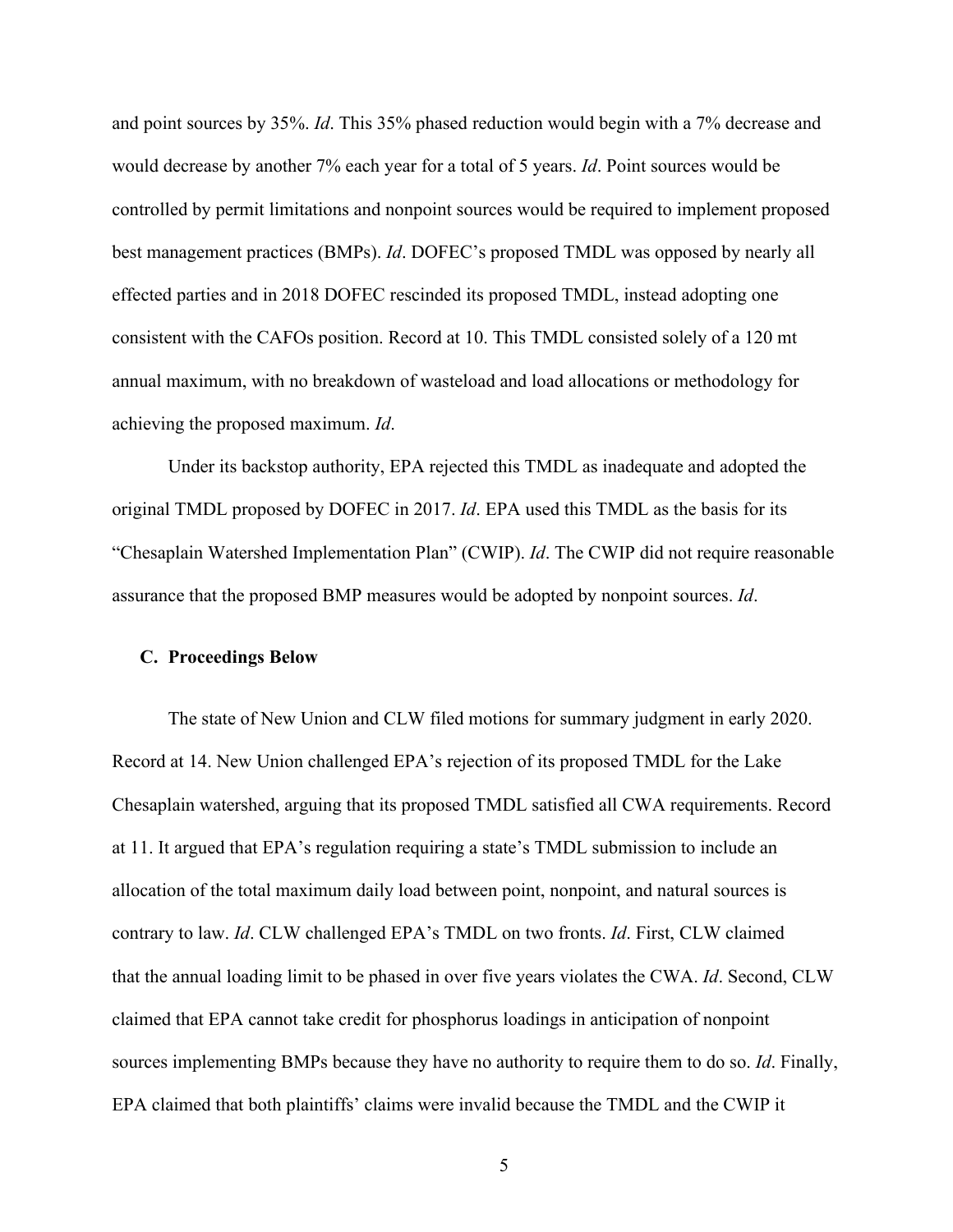and point sources by 35%. *Id*. This 35% phased reduction would begin with a 7% decrease and would decrease by another 7% each year for a total of 5 years. *Id*. Point sources would be controlled by permit limitations and nonpoint sources would be required to implement proposed best management practices (BMPs). *Id*. DOFEC's proposed TMDL was opposed by nearly all effected parties and in 2018 DOFEC rescinded its proposed TMDL, instead adopting one consistent with the CAFOs position. Record at 10. This TMDL consisted solely of a 120 mt annual maximum, with no breakdown of wasteload and load allocations or methodology for achieving the proposed maximum. *Id*.

Under its backstop authority, EPA rejected this TMDL as inadequate and adopted the original TMDL proposed by DOFEC in 2017. *Id*. EPA used this TMDL as the basis for its "Chesaplain Watershed Implementation Plan" (CWIP). *Id*. The CWIP did not require reasonable assurance that the proposed BMP measures would be adopted by nonpoint sources. *Id*.

### C. Proceedings Below

The state of New Union and CLW filed motions for summary judgment in early 2020. Record at 14. New Union challenged EPA's rejection of its proposed TMDL for the Lake Chesaplain watershed, arguing that its proposed TMDL satisfied all CWA requirements. Record at 11. It argued that EPA's regulation requiring a state's TMDL submission to include an allocation of the total maximum daily load between point, nonpoint, and natural sources is contrary to law. *Id*. CLW challenged EPA's TMDL on two fronts. *Id*. First, CLW claimed that the annual loading limit to be phased in over five years violates the CWA. *Id*. Second, CLW claimed that EPA cannot take credit for phosphorus loadings in anticipation of nonpoint sources implementing BMPs because they have no authority to require them to do so. *Id*. Finally, EPA claimed that both plaintiffs' claims were invalid because the TMDL and the CWIP it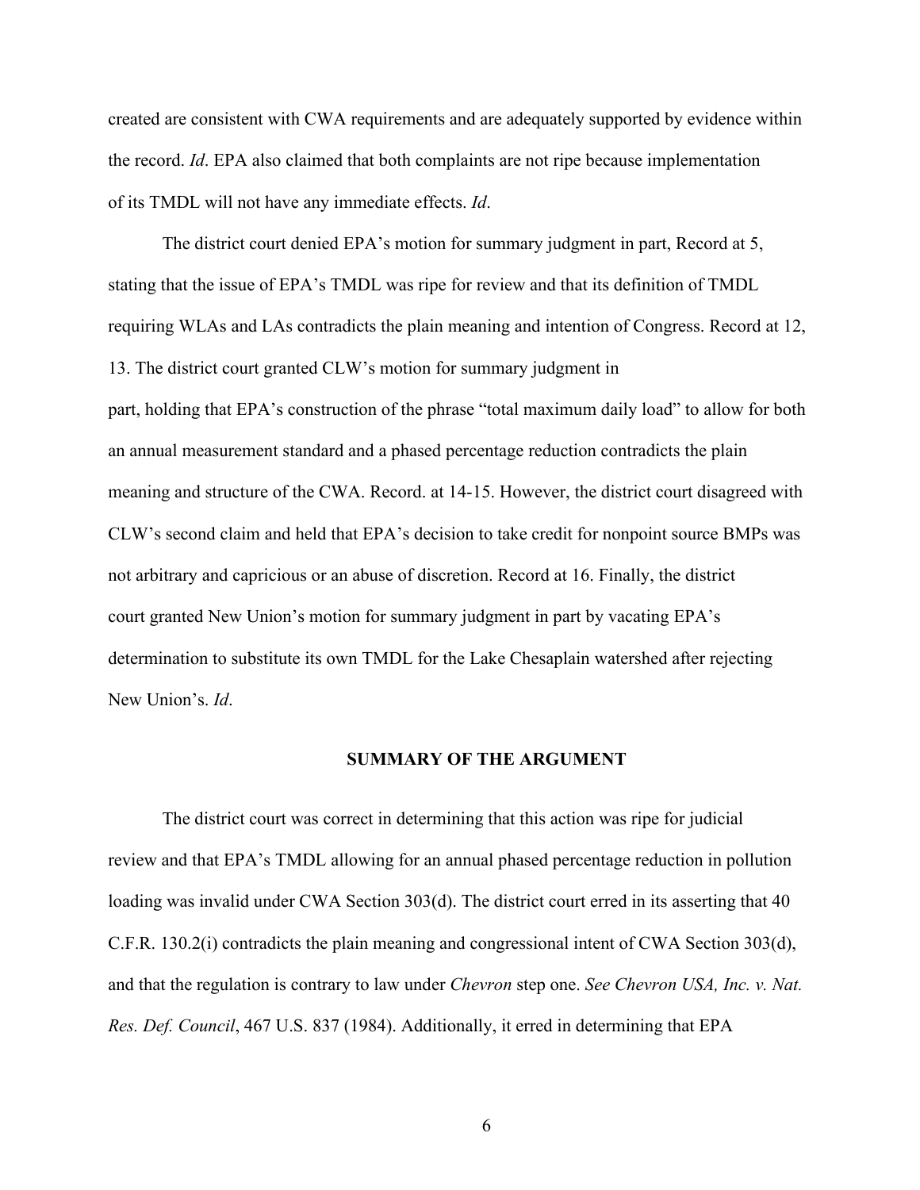created are consistent with CWA requirements and are adequately supported by evidence within the record. *Id*. EPA also claimed that both complaints are not ripe because implementation of its TMDL will not have any immediate effects. *Id*.

The district court denied EPA's motion for summary judgment in part, Record at 5, stating that the issue of EPA's TMDL was ripe for review and that its definition of TMDL requiring WLAs and LAs contradicts the plain meaning and intention of Congress. Record at 12, 13. The district court granted CLW's motion for summary judgment in part, holding that EPA's construction of the phrase "total maximum daily load" to allow for both an annual measurement standard and a phased percentage reduction contradicts the plain meaning and structure of the CWA. Record. at 14-15. However, the district court disagreed with CLW's second claim and held that EPA's decision to take credit for nonpoint source BMPs was not arbitrary and capricious or an abuse of discretion. Record at 16. Finally, the district court granted New Union's motion for summary judgment in part by vacating EPA's determination to substitute its own TMDL for the Lake Chesaplain watershed after rejecting New Union's. *Id*.

## SUMMARY OF THE ARGUMENT

The district court was correct in determining that this action was ripe for judicial review and that EPA's TMDL allowing for an annual phased percentage reduction in pollution loading was invalid under CWA Section 303(d). The district court erred in its asserting that 40 C.F.R. 130.2(i) contradicts the plain meaning and congressional intent of CWA Section 303(d), and that the regulation is contrary to law under *Chevron* step one. *See Chevron USA, Inc. v. Nat. Res. Def. Council*, 467 U.S. 837 (1984). Additionally, it erred in determining that EPA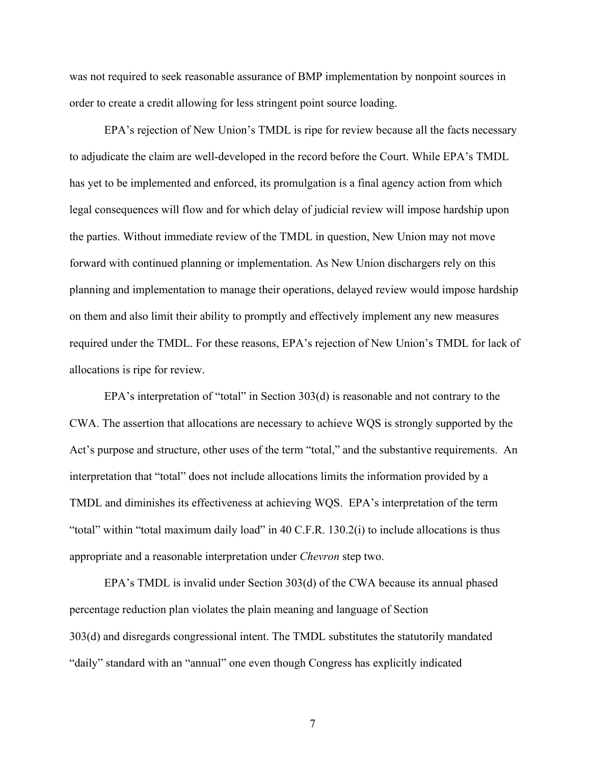was not required to seek reasonable assurance of BMP implementation by nonpoint sources in order to create a credit allowing for less stringent point source loading.

EPA's rejection of New Union's TMDL is ripe for review because all the facts necessary to adjudicate the claim are well-developed in the record before the Court. While EPA's TMDL has yet to be implemented and enforced, its promulgation is a final agency action from which legal consequences will flow and for which delay of judicial review will impose hardship upon the parties. Without immediate review of the TMDL in question, New Union may not move forward with continued planning or implementation. As New Union dischargers rely on this planning and implementation to manage their operations, delayed review would impose hardship on them and also limit their ability to promptly and effectively implement any new measures required under the TMDL. For these reasons, EPA's rejection of New Union's TMDL for lack of allocations is ripe for review.

EPA's interpretation of "total" in Section 303(d) is reasonable and not contrary to the CWA. The assertion that allocations are necessary to achieve WQS is strongly supported by the Act's purpose and structure, other uses of the term "total," and the substantive requirements. An interpretation that "total" does not include allocations limits the information provided by a TMDL and diminishes its effectiveness at achieving WQS. EPA's interpretation of the term "total" within "total maximum daily load" in 40 C.F.R. 130.2(i) to include allocations is thus appropriate and a reasonable interpretation under *Chevron* step two.

EPA's TMDL is invalid under Section 303(d) of the CWA because its annual phased percentage reduction plan violates the plain meaning and language of Section 303(d) and disregards congressional intent. The TMDL substitutes the statutorily mandated "daily" standard with an "annual" one even though Congress has explicitly indicated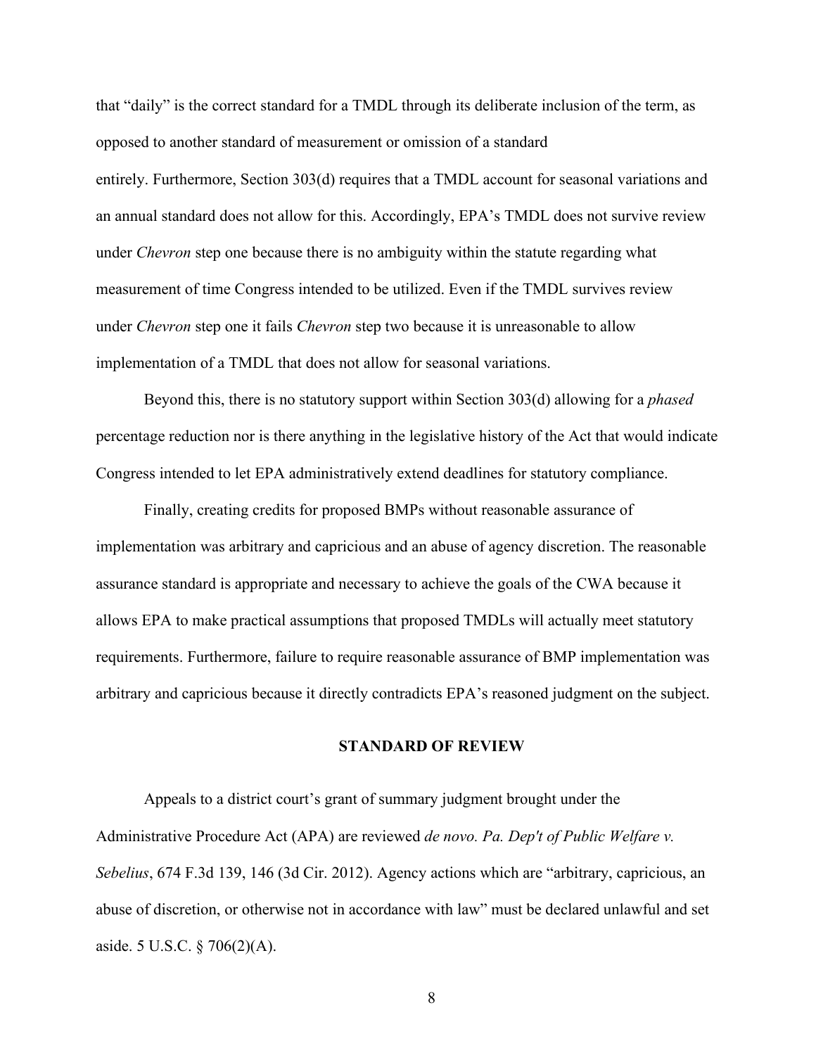that "daily" is the correct standard for a TMDL through its deliberate inclusion of the term, as opposed to another standard of measurement or omission of a standard entirely. Furthermore, Section 303(d) requires that a TMDL account for seasonal variations and an annual standard does not allow for this. Accordingly, EPA's TMDL does not survive review under *Chevron* step one because there is no ambiguity within the statute regarding what measurement of time Congress intended to be utilized. Even if the TMDL survives review under *Chevron* step one it fails *Chevron* step two because it is unreasonable to allow implementation of a TMDL that does not allow for seasonal variations.

Beyond this, there is no statutory support within Section 303(d) allowing for a *phased* percentage reduction nor is there anything in the legislative history of the Act that would indicate Congress intended to let EPA administratively extend deadlines for statutory compliance.

Finally, creating credits for proposed BMPs without reasonable assurance of implementation was arbitrary and capricious and an abuse of agency discretion. The reasonable assurance standard is appropriate and necessary to achieve the goals of the CWA because it allows EPA to make practical assumptions that proposed TMDLs will actually meet statutory requirements. Furthermore, failure to require reasonable assurance of BMP implementation was arbitrary and capricious because it directly contradicts EPA's reasoned judgment on the subject.

## STANDARD OF REVIEW

Appeals to a district court's grant of summary judgment brought under the Administrative Procedure Act (APA) are reviewed *de novo. Pa. Dep't of Public Welfare v. Sebelius*, 674 F.3d 139, 146 (3d Cir. 2012). Agency actions which are "arbitrary, capricious, an abuse of discretion, or otherwise not in accordance with law" must be declared unlawful and set aside. 5 U.S.C. § 706(2)(A).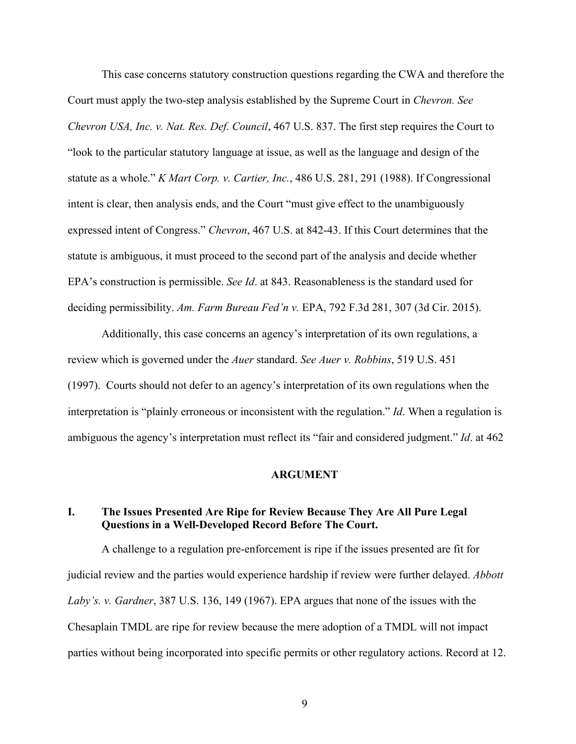This case concerns statutory construction questions regarding the CWA and therefore the Court must apply the two-step analysis established by the Supreme Court in *Chevron. See Chevron USA, Inc. v. Nat. Res. Def. Council*, 467 U.S. 837. The first step requires the Court to "look to the particular statutory language at issue, as well as the language and design of the statute as a whole." *K Mart Corp. v. Cartier, Inc.*, 486 U.S. 281, 291 (1988). If Congressional intent is clear, then analysis ends, and the Court "must give effect to the unambiguously expressed intent of Congress." *Chevron*, 467 U.S. at 842-43. If this Court determines that the statute is ambiguous, it must proceed to the second part of the analysis and decide whether EPA's construction is permissible. *See Id*. at 843. Reasonableness is the standard used for deciding permissibility. *Am. Farm Bureau Fed'n v.* EPA, 792 F.3d 281, 307 (3d Cir. 2015).

Additionally, this case concerns an agency's interpretation of its own regulations, a review which is governed under the *Auer* standard. *See Auer v. Robbins*, 519 U.S. 451 (1997). Courts should not defer to an agency's interpretation of its own regulations when the interpretation is "plainly erroneous or inconsistent with the regulation." *Id*. When a regulation is ambiguous the agency's interpretation must reflect its "fair and considered judgment." *Id*. at 462

## ARGUMENT

### I. The Issues Presented Are Ripe for Review Because They Are All Pure Legal Questions in a Well-Developed Record Before The Court.

A challenge to a regulation pre-enforcement is ripe if the issues presented are fit for judicial review and the parties would experience hardship if review were further delayed. *Abbott Laby's. v. Gardner*, 387 U.S. 136, 149 (1967). EPA argues that none of the issues with the Chesaplain TMDL are ripe for review because the mere adoption of a TMDL will not impact parties without being incorporated into specific permits or other regulatory actions. Record at 12.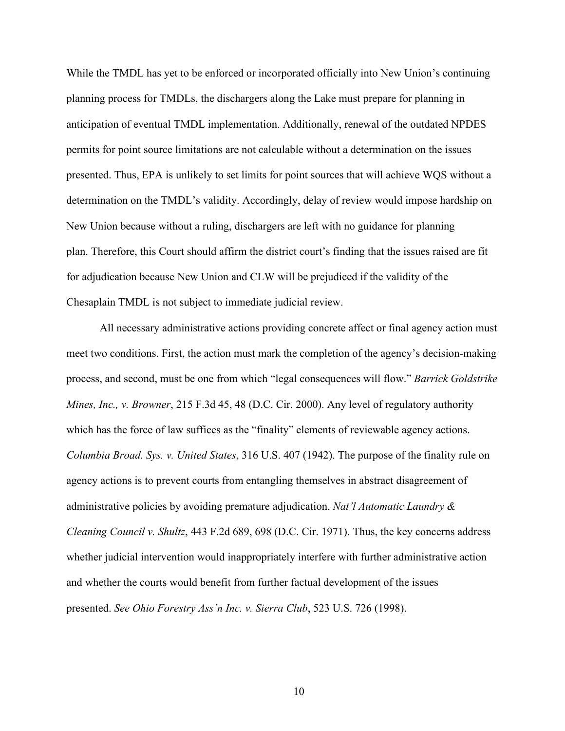While the TMDL has yet to be enforced or incorporated officially into New Union's continuing planning process for TMDLs, the dischargers along the Lake must prepare for planning in anticipation of eventual TMDL implementation. Additionally, renewal of the outdated NPDES permits for point source limitations are not calculable without a determination on the issues presented. Thus, EPA is unlikely to set limits for point sources that will achieve WQS without a determination on the TMDL's validity. Accordingly, delay of review would impose hardship on New Union because without a ruling, dischargers are left with no guidance for planning plan. Therefore, this Court should affirm the district court's finding that the issues raised are fit for adjudication because New Union and CLW will be prejudiced if the validity of the Chesaplain TMDL is not subject to immediate judicial review.

All necessary administrative actions providing concrete affect or final agency action must meet two conditions. First, the action must mark the completion of the agency's decision-making process, and second, must be one from which "legal consequences will flow." *Barrick Goldstrike Mines, Inc., v. Browner*, 215 F.3d 45, 48 (D.C. Cir. 2000). Any level of regulatory authority which has the force of law suffices as the "finality" elements of reviewable agency actions. *Columbia Broad. Sys. v. United States*, 316 U.S. 407 (1942). The purpose of the finality rule on agency actions is to prevent courts from entangling themselves in abstract disagreement of administrative policies by avoiding premature adjudication. *Nat'l Automatic Laundry & Cleaning Council v. Shultz*, 443 F.2d 689, 698 (D.C. Cir. 1971). Thus, the key concerns address whether judicial intervention would inappropriately interfere with further administrative action and whether the courts would benefit from further factual development of the issues presented. *See Ohio Forestry Ass'n Inc. v. Sierra Club*, 523 U.S. 726 (1998).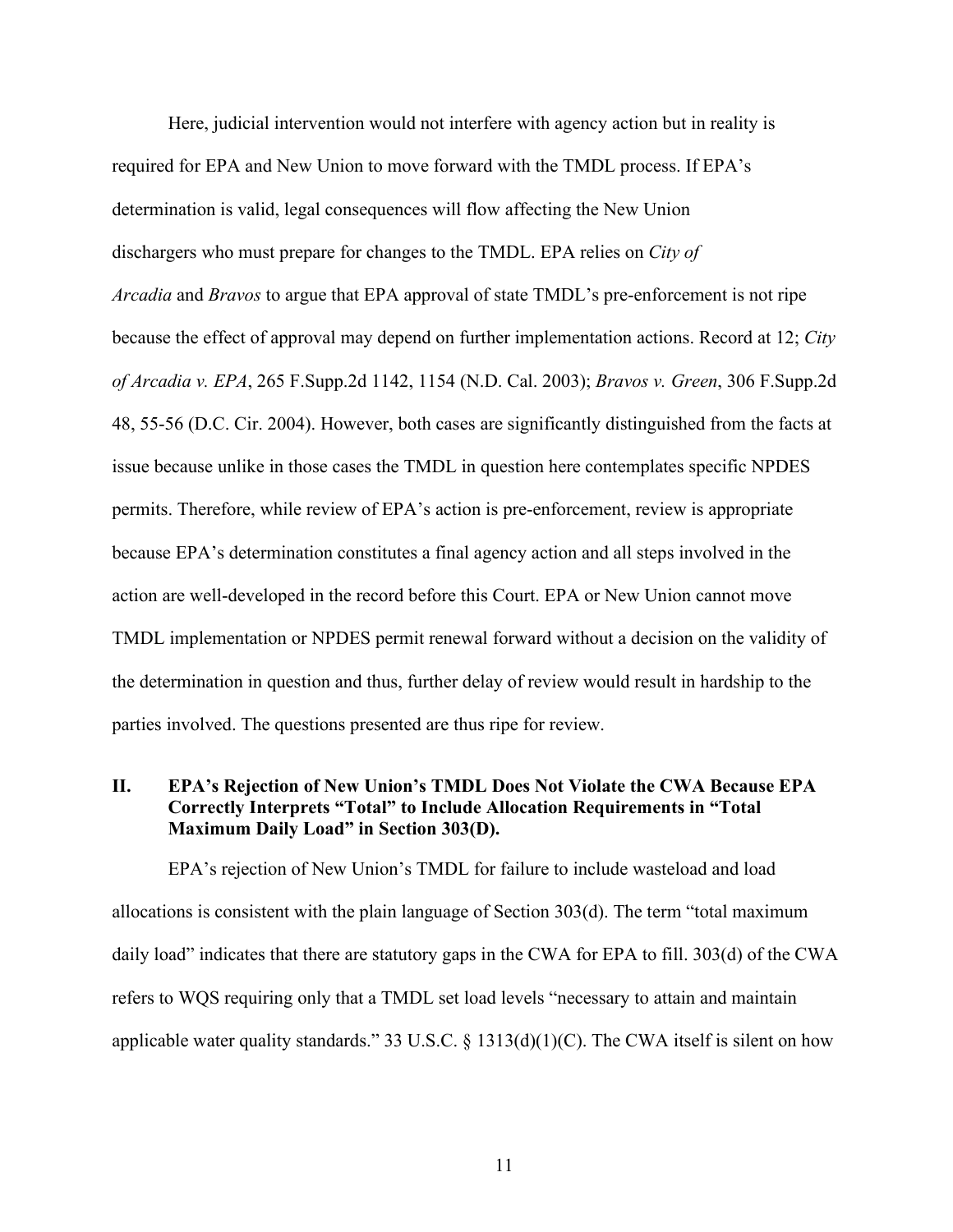Here, judicial intervention would not interfere with agency action but in reality is required for EPA and New Union to move forward with the TMDL process. If EPA's determination is valid, legal consequences will flow affecting the New Union dischargers who must prepare for changes to the TMDL. EPA relies on *City of Arcadia* and *Bravos* to argue that EPA approval of state TMDL's pre-enforcement is not ripe because the effect of approval may depend on further implementation actions. Record at 12; *City of Arcadia v. EPA*, 265 F.Supp.2d 1142, 1154 (N.D. Cal. 2003); *Bravos v. Green*, 306 F.Supp.2d 48, 55-56 (D.C. Cir. 2004). However, both cases are significantly distinguished from the facts at issue because unlike in those cases the TMDL in question here contemplates specific NPDES permits. Therefore, while review of EPA's action is pre-enforcement, review is appropriate because EPA's determination constitutes a final agency action and all steps involved in the action are well-developed in the record before this Court. EPA or New Union cannot move TMDL implementation or NPDES permit renewal forward without a decision on the validity of the determination in question and thus, further delay of review would result in hardship to the parties involved. The questions presented are thus ripe for review.

## II. EPA's Rejection of New Union's TMDL Does Not Violate the CWA Because EPA Correctly Interprets "Total" to Include Allocation Requirements in "Total Maximum Daily Load" in Section 303(D).

EPA's rejection of New Union's TMDL for failure to include wasteload and load allocations is consistent with the plain language of Section 303(d). The term "total maximum daily load" indicates that there are statutory gaps in the CWA for EPA to fill. 303(d) of the CWA refers to WQS requiring only that a TMDL set load levels "necessary to attain and maintain applicable water quality standards." 33 U.S.C. § 1313(d)(1)(C). The CWA itself is silent on how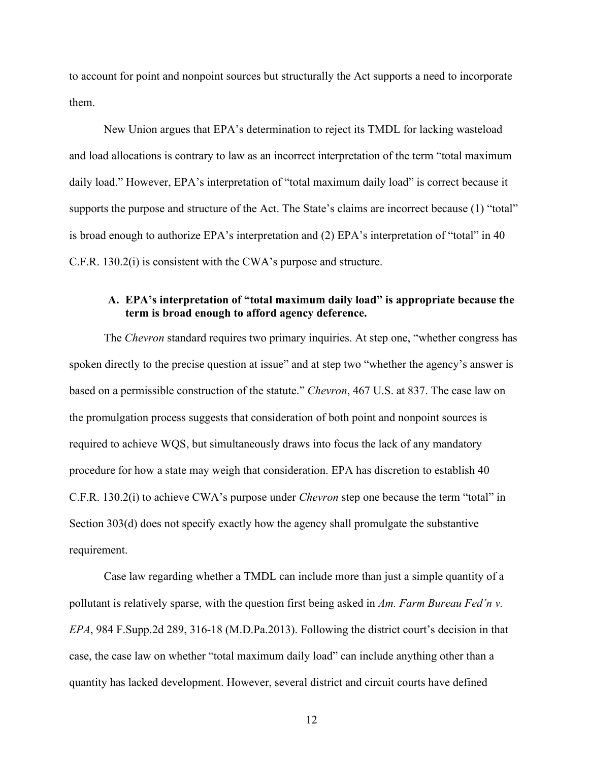to account for point and nonpoint sources but structurally the Act supports a need to incorporate them.

New Union argues that EPA's determination to reject its TMDL for lacking wasteload and load allocations is contrary to law as an incorrect interpretation of the term "total maximum daily load." However, EPA's interpretation of "total maximum daily load" is correct because it supports the purpose and structure of the Act. The State's claims are incorrect because (1) "total" is broad enough to authorize EPA's interpretation and (2) EPA's interpretation of "total" in 40 C.F.R. 130.2(i) is consistent with the CWA's purpose and structure.

### A. EPA's interpretation of "total maximum daily load" is appropriate because the term is broad enough to afford agency deference.

The *Chevron* standard requires two primary inquiries. At step one, "whether congress has spoken directly to the precise question at issue" and at step two "whether the agency's answer is based on a permissible construction of the statute." *Chevron*, 467 U.S. at 837. The case law on the promulgation process suggests that consideration of both point and nonpoint sources is required to achieve WQS, but simultaneously draws into focus the lack of any mandatory procedure for how a state may weigh that consideration. EPA has discretion to establish 40 C.F.R. 130.2(i) to achieve CWA's purpose under *Chevron* step one because the term "total" in Section 303(d) does not specify exactly how the agency shall promulgate the substantive requirement.

Case law regarding whether a TMDL can include more than just a simple quantity of a pollutant is relatively sparse, with the question first being asked in *Am. Farm Bureau Fed'n v. EPA*, 984 F.Supp.2d 289, 316-18 (M.D.Pa.2013). Following the district court's decision in that case, the case law on whether "total maximum daily load" can include anything other than a quantity has lacked development. However, several district and circuit courts have defined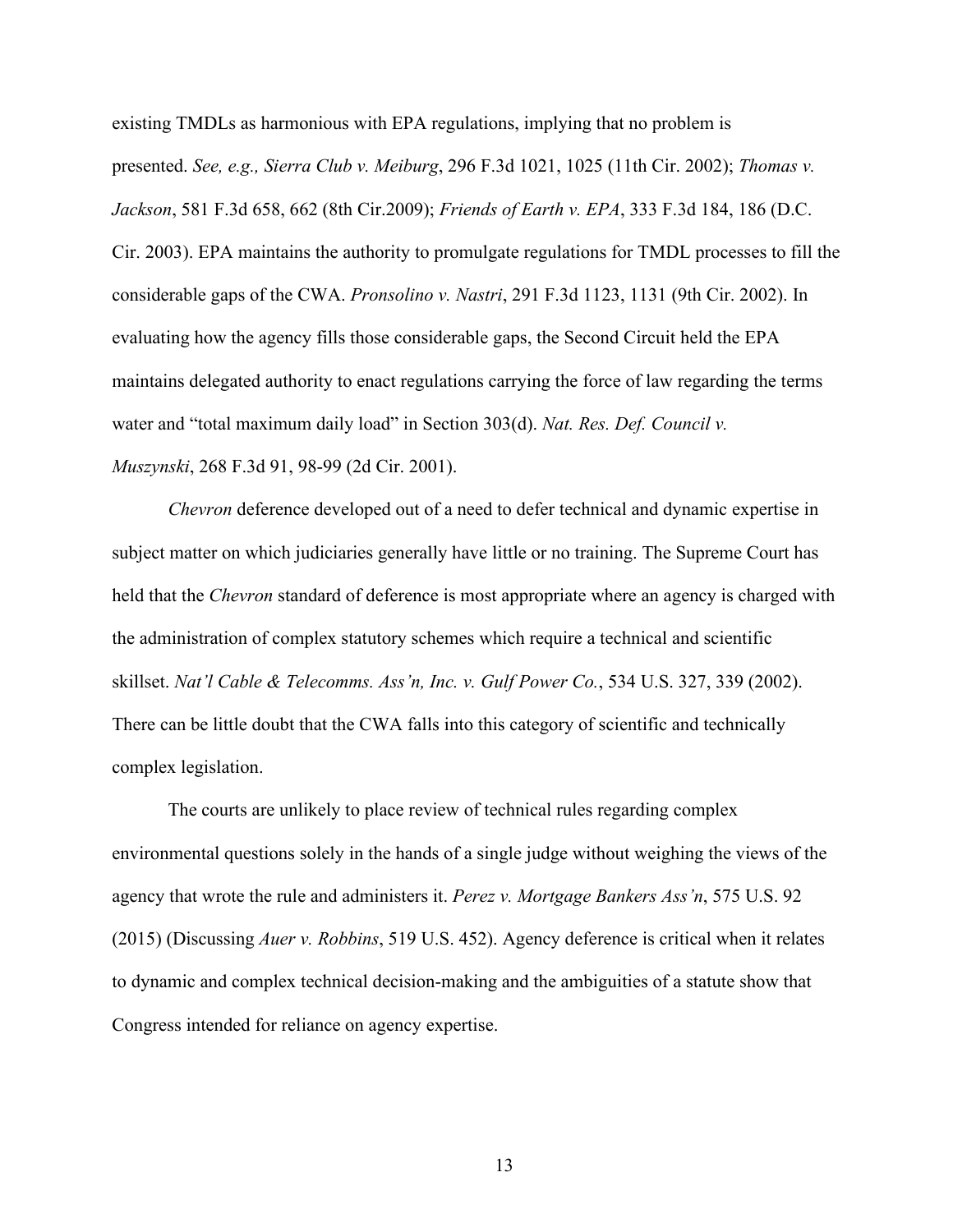existing TMDLs as harmonious with EPA regulations, implying that no problem is presented. *See, e.g., Sierra Club v. Meiburg*, 296 F.3d 1021, 1025 (11th Cir. 2002); *Thomas v. Jackson*, 581 F.3d 658, 662 (8th Cir.2009); *Friends of Earth v. EPA*, 333 F.3d 184, 186 (D.C. Cir. 2003). EPA maintains the authority to promulgate regulations for TMDL processes to fill the considerable gaps of the CWA. *Pronsolino v. Nastri*, 291 F.3d 1123, 1131 (9th Cir. 2002). In evaluating how the agency fills those considerable gaps, the Second Circuit held the EPA maintains delegated authority to enact regulations carrying the force of law regarding the terms water and "total maximum daily load" in Section 303(d). *Nat. Res. Def. Council v. Muszynski*, 268 F.3d 91, 98-99 (2d Cir. 2001).

*Chevron* deference developed out of a need to defer technical and dynamic expertise in subject matter on which judiciaries generally have little or no training. The Supreme Court has held that the *Chevron* standard of deference is most appropriate where an agency is charged with the administration of complex statutory schemes which require a technical and scientific skillset. *Nat'l Cable & Telecomms. Ass'n, Inc. v. Gulf Power Co.*, 534 U.S. 327, 339 (2002). There can be little doubt that the CWA falls into this category of scientific and technically complex legislation.

The courts are unlikely to place review of technical rules regarding complex environmental questions solely in the hands of a single judge without weighing the views of the agency that wrote the rule and administers it. *Perez v. Mortgage Bankers Ass'n*, 575 U.S. 92 (2015) (Discussing *Auer v. Robbins*, 519 U.S. 452). Agency deference is critical when it relates to dynamic and complex technical decision-making and the ambiguities of a statute show that Congress intended for reliance on agency expertise.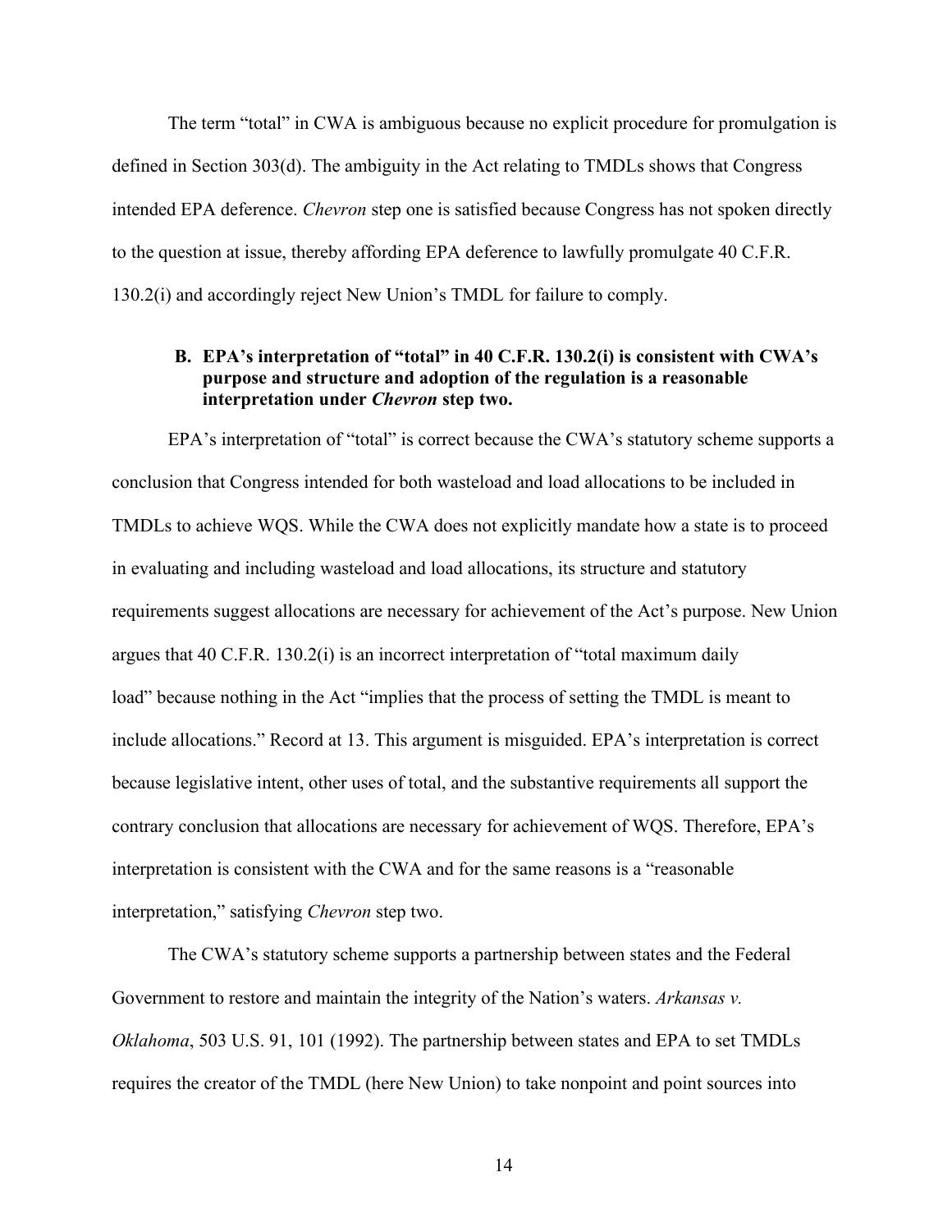The term "total" in CWA is ambiguous because no explicit procedure for promulgation is defined in Section 303(d). The ambiguity in the Act relating to TMDLs shows that Congress intended EPA deference. *Chevron* step one is satisfied because Congress has not spoken directly to the question at issue, thereby affording EPA deference to lawfully promulgate 40 C.F.R. 130.2(i) and accordingly reject New Union's TMDL for failure to comply.

### B. EPA's interpretation of "total" in 40 C.F.R. 130.2(i) is consistent with CWA's purpose and structure and adoption of the regulation is a reasonable interpretation under *Chevron* step two.

EPA's interpretation of "total" is correct because the CWA's statutory scheme supports a conclusion that Congress intended for both wasteload and load allocations to be included in TMDLs to achieve WQS. While the CWA does not explicitly mandate how a state is to proceed in evaluating and including wasteload and load allocations, its structure and statutory requirements suggest allocations are necessary for achievement of the Act's purpose. New Union argues that 40 C.F.R. 130.2(i) is an incorrect interpretation of "total maximum daily load" because nothing in the Act "implies that the process of setting the TMDL is meant to include allocations." Record at 13. This argument is misguided. EPA's interpretation is correct because legislative intent, other uses of total, and the substantive requirements all support the contrary conclusion that allocations are necessary for achievement of WQS. Therefore, EPA's interpretation is consistent with the CWA and for the same reasons is a "reasonable interpretation," satisfying *Chevron* step two.

The CWA's statutory scheme supports a partnership between states and the Federal Government to restore and maintain the integrity of the Nation's waters. *Arkansas v. Oklahoma*, 503 U.S. 91, 101 (1992). The partnership between states and EPA to set TMDLs requires the creator of the TMDL (here New Union) to take nonpoint and point sources into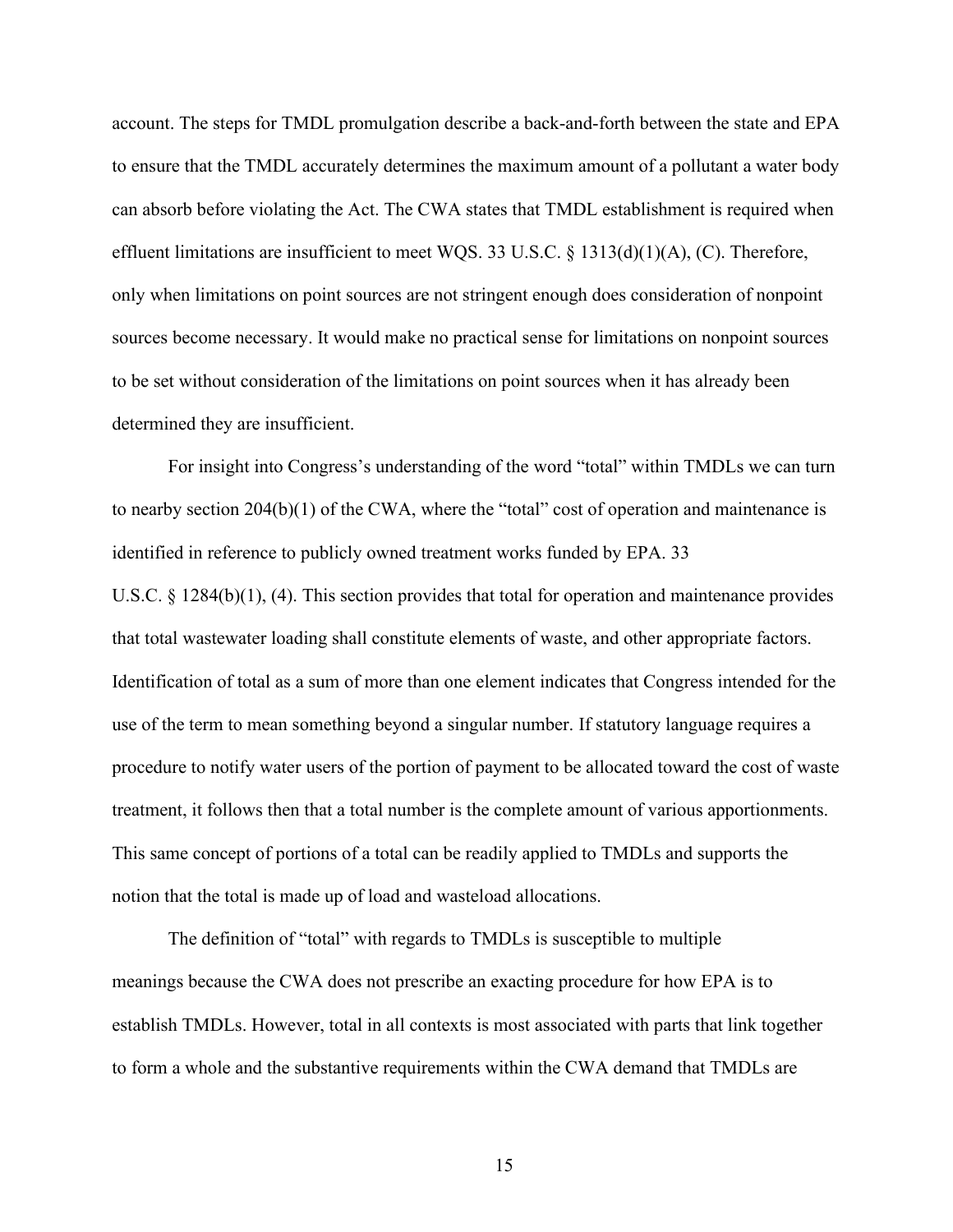account. The steps for TMDL promulgation describe a back-and-forth between the state and EPA to ensure that the TMDL accurately determines the maximum amount of a pollutant a water body can absorb before violating the Act. The CWA states that TMDL establishment is required when effluent limitations are insufficient to meet WQS. 33 U.S.C. § 1313(d)(1)(A), (C). Therefore, only when limitations on point sources are not stringent enough does consideration of nonpoint sources become necessary. It would make no practical sense for limitations on nonpoint sources to be set without consideration of the limitations on point sources when it has already been determined they are insufficient.

For insight into Congress's understanding of the word "total" within TMDLs we can turn to nearby section 204(b)(1) of the CWA, where the "total" cost of operation and maintenance is identified in reference to publicly owned treatment works funded by EPA. 33 U.S.C. § 1284(b)(1), (4). This section provides that total for operation and maintenance provides that total wastewater loading shall constitute elements of waste, and other appropriate factors. Identification of total as a sum of more than one element indicates that Congress intended for the use of the term to mean something beyond a singular number. If statutory language requires a procedure to notify water users of the portion of payment to be allocated toward the cost of waste treatment, it follows then that a total number is the complete amount of various apportionments. This same concept of portions of a total can be readily applied to TMDLs and supports the notion that the total is made up of load and wasteload allocations.

The definition of "total" with regards to TMDLs is susceptible to multiple meanings because the CWA does not prescribe an exacting procedure for how EPA is to establish TMDLs. However, total in all contexts is most associated with parts that link together to form a whole and the substantive requirements within the CWA demand that TMDLs are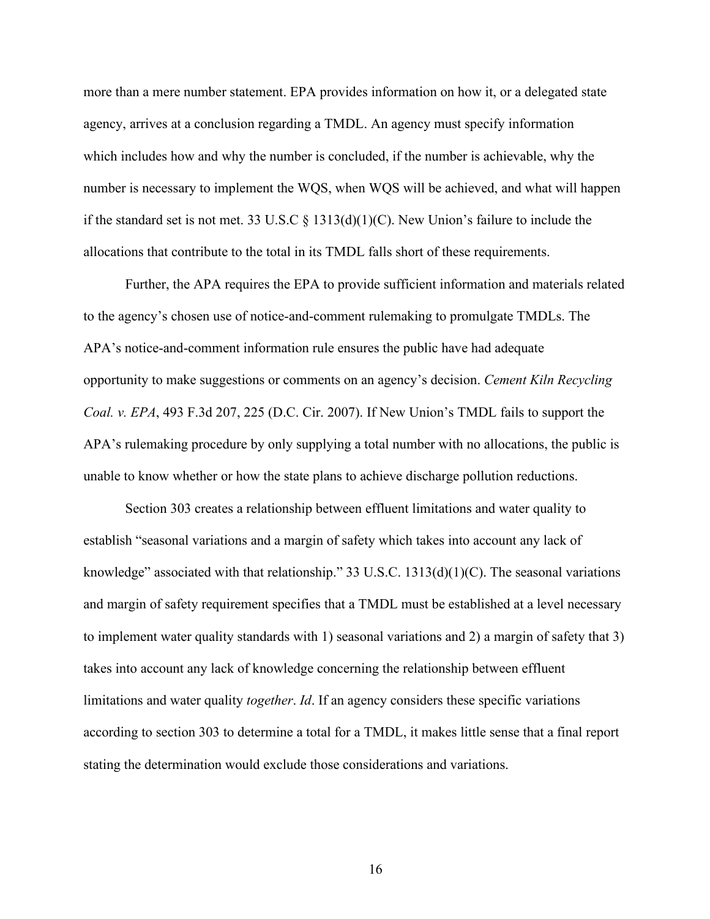more than a mere number statement. EPA provides information on how it, or a delegated state agency, arrives at a conclusion regarding a TMDL. An agency must specify information which includes how and why the number is concluded, if the number is achievable, why the number is necessary to implement the WQS, when WQS will be achieved, and what will happen if the standard set is not met. 33 U.S.C § 1313(d)(1)(C). New Union's failure to include the allocations that contribute to the total in its TMDL falls short of these requirements.

Further, the APA requires the EPA to provide sufficient information and materials related to the agency's chosen use of notice-and-comment rulemaking to promulgate TMDLs. The APA's notice-and-comment information rule ensures the public have had adequate opportunity to make suggestions or comments on an agency's decision. *Cement Kiln Recycling Coal. v. EPA*, 493 F.3d 207, 225 (D.C. Cir. 2007). If New Union's TMDL fails to support the APA's rulemaking procedure by only supplying a total number with no allocations, the public is unable to know whether or how the state plans to achieve discharge pollution reductions.

Section 303 creates a relationship between effluent limitations and water quality to establish "seasonal variations and a margin of safety which takes into account any lack of knowledge" associated with that relationship." 33 U.S.C. 1313(d)(1)(C). The seasonal variations and margin of safety requirement specifies that a TMDL must be established at a level necessary to implement water quality standards with 1) seasonal variations and 2) a margin of safety that 3) takes into account any lack of knowledge concerning the relationship between effluent limitations and water quality *together*. *Id*. If an agency considers these specific variations according to section 303 to determine a total for a TMDL, it makes little sense that a final report stating the determination would exclude those considerations and variations.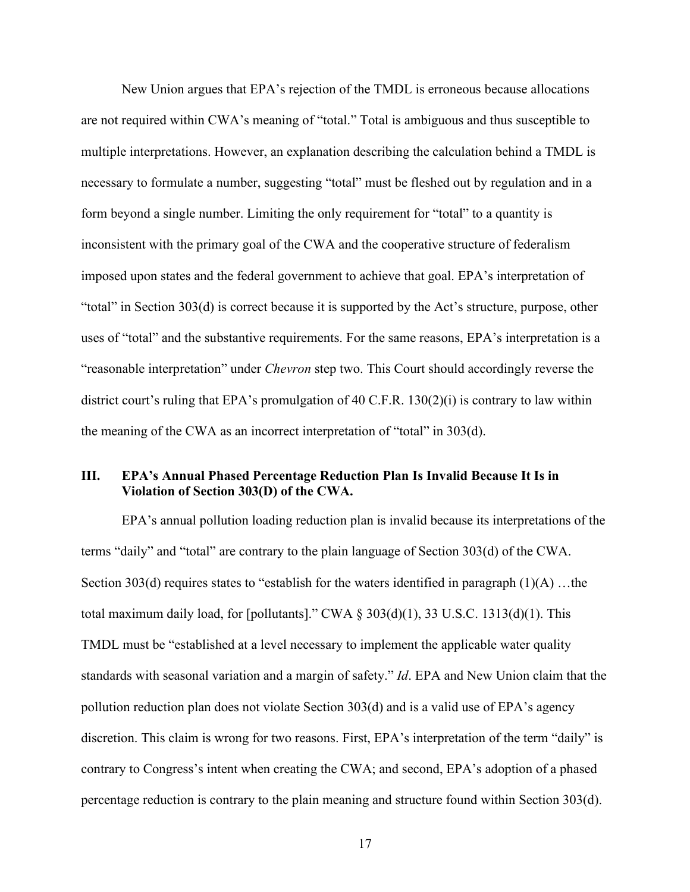New Union argues that EPA's rejection of the TMDL is erroneous because allocations are not required within CWA's meaning of "total." Total is ambiguous and thus susceptible to multiple interpretations. However, an explanation describing the calculation behind a TMDL is necessary to formulate a number, suggesting "total" must be fleshed out by regulation and in a form beyond a single number. Limiting the only requirement for "total" to a quantity is inconsistent with the primary goal of the CWA and the cooperative structure of federalism imposed upon states and the federal government to achieve that goal. EPA's interpretation of "total" in Section 303(d) is correct because it is supported by the Act's structure, purpose, other uses of "total" and the substantive requirements. For the same reasons, EPA's interpretation is a "reasonable interpretation" under *Chevron* step two. This Court should accordingly reverse the district court's ruling that EPA's promulgation of 40 C.F.R. 130(2)(i) is contrary to law within the meaning of the CWA as an incorrect interpretation of "total" in 303(d).

## III. EPA's Annual Phased Percentage Reduction Plan Is Invalid Because It Is in Violation of Section 303(D) of the CWA.

EPA's annual pollution loading reduction plan is invalid because its interpretations of the terms "daily" and "total" are contrary to the plain language of Section 303(d) of the CWA. Section 303(d) requires states to "establish for the waters identified in paragraph (1)(A) …the total maximum daily load, for [pollutants]." CWA § 303(d)(1), 33 U.S.C. 1313(d)(1). This TMDL must be "established at a level necessary to implement the applicable water quality standards with seasonal variation and a margin of safety." *Id*. EPA and New Union claim that the pollution reduction plan does not violate Section 303(d) and is a valid use of EPA's agency discretion. This claim is wrong for two reasons. First, EPA's interpretation of the term "daily" is contrary to Congress's intent when creating the CWA; and second, EPA's adoption of a phased percentage reduction is contrary to the plain meaning and structure found within Section 303(d).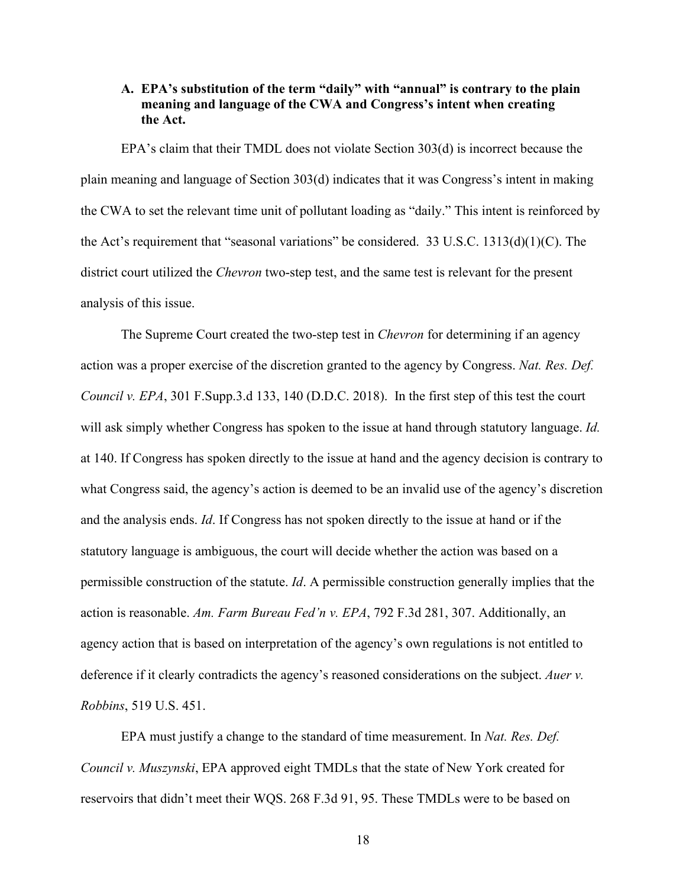### A. EPA's substitution of the term "daily" with "annual" is contrary to the plain meaning and language of the CWA and Congress's intent when creating the Act.

EPA's claim that their TMDL does not violate Section 303(d) is incorrect because the plain meaning and language of Section 303(d) indicates that it was Congress's intent in making the CWA to set the relevant time unit of pollutant loading as "daily." This intent is reinforced by the Act's requirement that "seasonal variations" be considered. 33 U.S.C. 1313(d)(1)(C). The district court utilized the *Chevron* two-step test, and the same test is relevant for the present analysis of this issue.

The Supreme Court created the two-step test in *Chevron* for determining if an agency action was a proper exercise of the discretion granted to the agency by Congress. *Nat. Res. Def. Council v. EPA*, 301 F.Supp.3.d 133, 140 (D.D.C. 2018). In the first step of this test the court will ask simply whether Congress has spoken to the issue at hand through statutory language. *Id.* at 140. If Congress has spoken directly to the issue at hand and the agency decision is contrary to what Congress said, the agency's action is deemed to be an invalid use of the agency's discretion and the analysis ends. *Id*. If Congress has not spoken directly to the issue at hand or if the statutory language is ambiguous, the court will decide whether the action was based on a permissible construction of the statute. *Id*. A permissible construction generally implies that the action is reasonable. *Am. Farm Bureau Fed'n v. EPA*, 792 F.3d 281, 307. Additionally, an agency action that is based on interpretation of the agency's own regulations is not entitled to deference if it clearly contradicts the agency's reasoned considerations on the subject. *Auer v. Robbins*, 519 U.S. 451.

EPA must justify a change to the standard of time measurement. In *Nat. Res. Def. Council v. Muszynski*, EPA approved eight TMDLs that the state of New York created for reservoirs that didn't meet their WQS. 268 F.3d 91, 95. These TMDLs were to be based on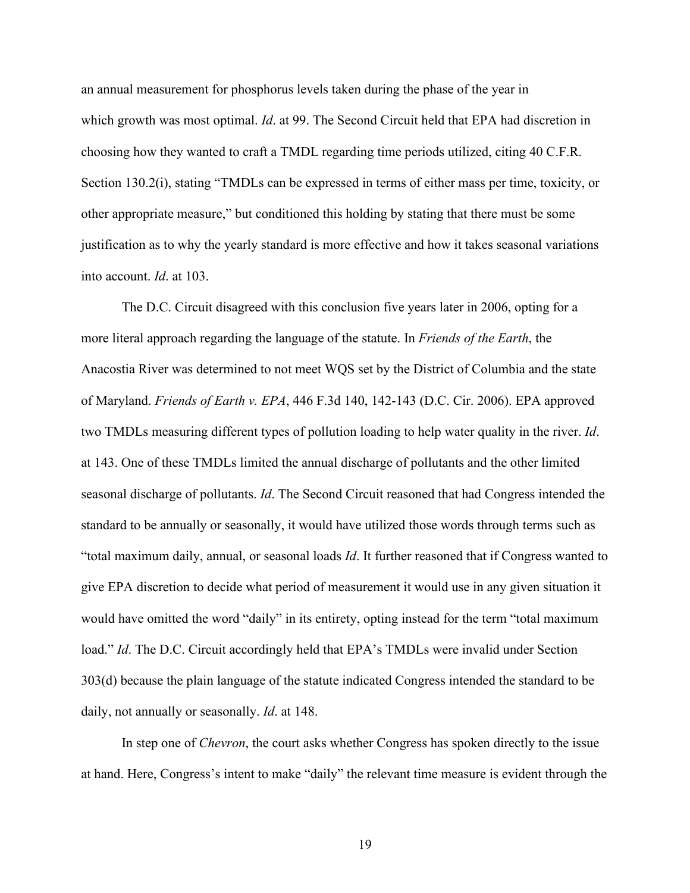an annual measurement for phosphorus levels taken during the phase of the year in which growth was most optimal. *Id*. at 99. The Second Circuit held that EPA had discretion in choosing how they wanted to craft a TMDL regarding time periods utilized, citing 40 C.F.R. Section 130.2(i), stating "TMDLs can be expressed in terms of either mass per time, toxicity, or other appropriate measure," but conditioned this holding by stating that there must be some justification as to why the yearly standard is more effective and how it takes seasonal variations into account. *Id*. at 103.

The D.C. Circuit disagreed with this conclusion five years later in 2006, opting for a more literal approach regarding the language of the statute. In *Friends of the Earth*, the Anacostia River was determined to not meet WQS set by the District of Columbia and the state of Maryland. *Friends of Earth v. EPA*, 446 F.3d 140, 142-143 (D.C. Cir. 2006). EPA approved two TMDLs measuring different types of pollution loading to help water quality in the river. *Id*. at 143. One of these TMDLs limited the annual discharge of pollutants and the other limited seasonal discharge of pollutants. *Id*. The Second Circuit reasoned that had Congress intended the standard to be annually or seasonally, it would have utilized those words through terms such as "total maximum daily, annual, or seasonal loads *Id*. It further reasoned that if Congress wanted to give EPA discretion to decide what period of measurement it would use in any given situation it would have omitted the word "daily" in its entirety, opting instead for the term "total maximum load." *Id*. The D.C. Circuit accordingly held that EPA's TMDLs were invalid under Section 303(d) because the plain language of the statute indicated Congress intended the standard to be daily, not annually or seasonally. *Id*. at 148.

In step one of *Chevron*, the court asks whether Congress has spoken directly to the issue at hand. Here, Congress's intent to make "daily" the relevant time measure is evident through the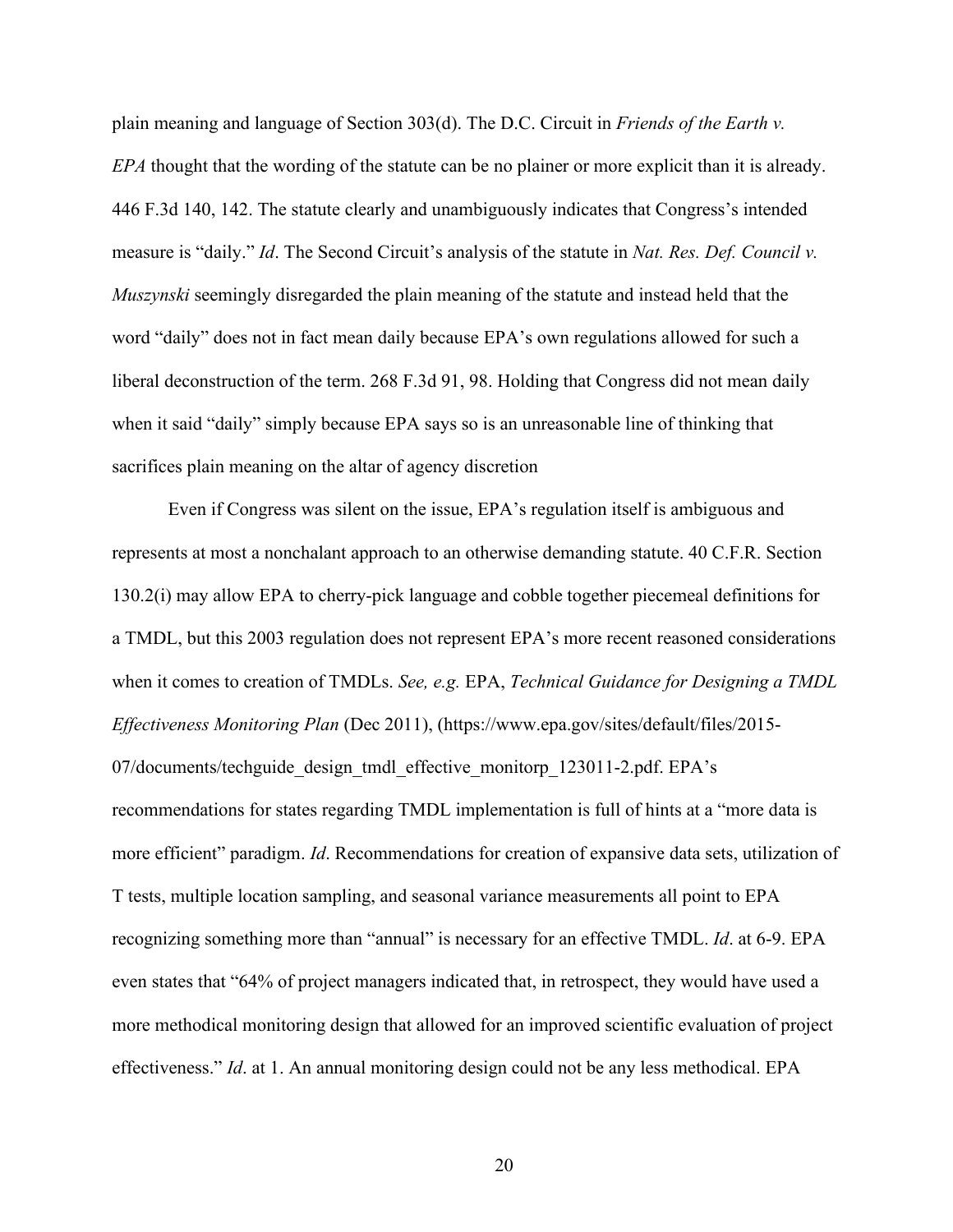plain meaning and language of Section 303(d). The D.C. Circuit in *Friends of the Earth v. EPA* thought that the wording of the statute can be no plainer or more explicit than it is already. 446 F.3d 140, 142. The statute clearly and unambiguously indicates that Congress's intended measure is "daily." *Id*. The Second Circuit's analysis of the statute in *Nat. Res. Def. Council v. Muszynski* seemingly disregarded the plain meaning of the statute and instead held that the word "daily" does not in fact mean daily because EPA's own regulations allowed for such a liberal deconstruction of the term. 268 F.3d 91, 98. Holding that Congress did not mean daily when it said "daily" simply because EPA says so is an unreasonable line of thinking that sacrifices plain meaning on the altar of agency discretion

Even if Congress was silent on the issue, EPA's regulation itself is ambiguous and represents at most a nonchalant approach to an otherwise demanding statute. 40 C.F.R. Section 130.2(i) may allow EPA to cherry-pick language and cobble together piecemeal definitions for a TMDL, but this 2003 regulation does not represent EPA's more recent reasoned considerations when it comes to creation of TMDLs. *See, e.g.* EPA, *Technical Guidance for Designing a TMDL Effectiveness Monitoring Plan* (Dec 2011), (https://www.epa.gov/sites/default/files/2015-07/documents/techguide_design_tmdl_effective_monitorp_123011-2.pdf. EPA's recommendations for states regarding TMDL implementation is full of hints at a "more data is more efficient" paradigm. *Id*. Recommendations for creation of expansive data sets, utilization of T tests, multiple location sampling, and seasonal variance measurements all point to EPA recognizing something more than "annual" is necessary for an effective TMDL. *Id*. at 6-9. EPA even states that "64% of project managers indicated that, in retrospect, they would have used a more methodical monitoring design that allowed for an improved scientific evaluation of project effectiveness." *Id*. at 1. An annual monitoring design could not be any less methodical. EPA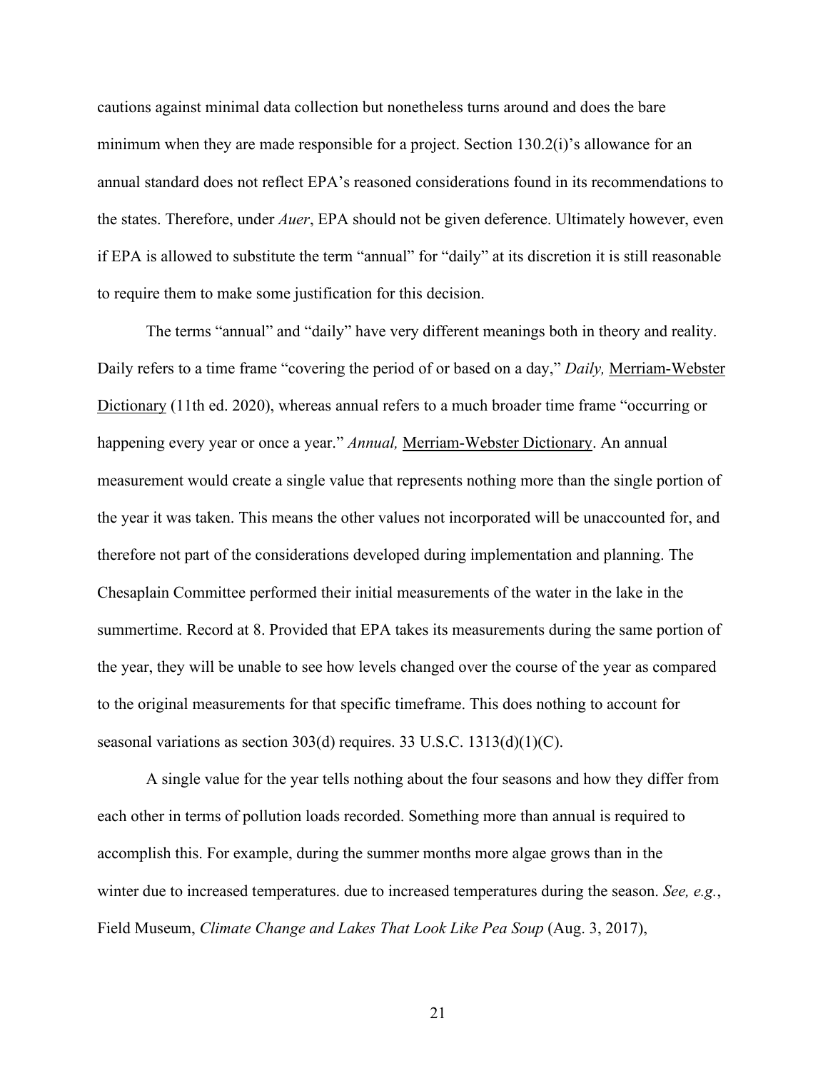cautions against minimal data collection but nonetheless turns around and does the bare minimum when they are made responsible for a project. Section 130.2(i)'s allowance for an annual standard does not reflect EPA's reasoned considerations found in its recommendations to the states. Therefore, under *Auer*, EPA should not be given deference. Ultimately however, even if EPA is allowed to substitute the term "annual" for "daily" at its discretion it is still reasonable to require them to make some justification for this decision.

The terms "annual" and "daily" have very different meanings both in theory and reality. Daily refers to a time frame "covering the period of or based on a day," *Daily,* Merriam-Webster Dictionary (11th ed. 2020), whereas annual refers to a much broader time frame "occurring or happening every year or once a year." *Annual,* Merriam-Webster Dictionary. An annual measurement would create a single value that represents nothing more than the single portion of the year it was taken. This means the other values not incorporated will be unaccounted for, and therefore not part of the considerations developed during implementation and planning. The Chesaplain Committee performed their initial measurements of the water in the lake in the summertime. Record at 8. Provided that EPA takes its measurements during the same portion of the year, they will be unable to see how levels changed over the course of the year as compared to the original measurements for that specific timeframe. This does nothing to account for seasonal variations as section 303(d) requires. 33 U.S.C. 1313(d)(1)(C).

A single value for the year tells nothing about the four seasons and how they differ from each other in terms of pollution loads recorded. Something more than annual is required to accomplish this. For example, during the summer months more algae grows than in the winter due to increased temperatures. due to increased temperatures during the season. *See, e.g.*, Field Museum, *Climate Change and Lakes That Look Like Pea Soup* (Aug. 3, 2017),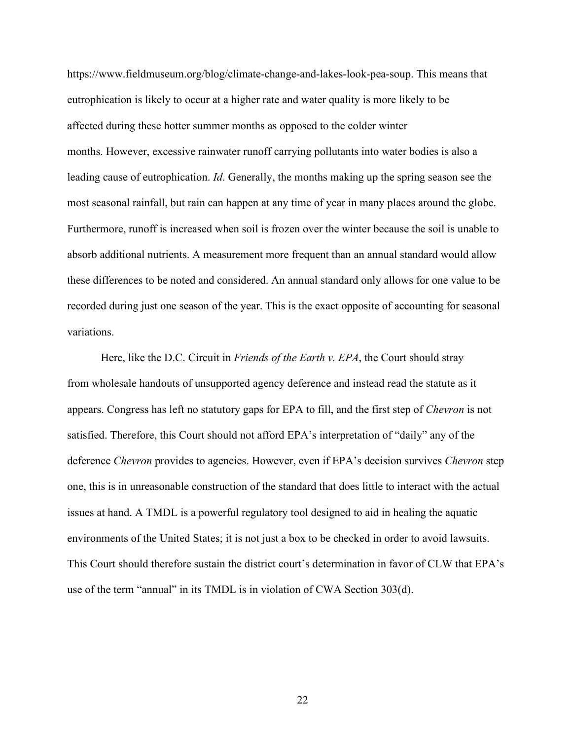https://www.fieldmuseum.org/blog/climate-change-and-lakes-look-pea-soup. This means that eutrophication is likely to occur at a higher rate and water quality is more likely to be affected during these hotter summer months as opposed to the colder winter months. However, excessive rainwater runoff carrying pollutants into water bodies is also a leading cause of eutrophication. *Id*. Generally, the months making up the spring season see the most seasonal rainfall, but rain can happen at any time of year in many places around the globe. Furthermore, runoff is increased when soil is frozen over the winter because the soil is unable to absorb additional nutrients. A measurement more frequent than an annual standard would allow these differences to be noted and considered. An annual standard only allows for one value to be recorded during just one season of the year. This is the exact opposite of accounting for seasonal variations.

Here, like the D.C. Circuit in *Friends of the Earth v. EPA*, the Court should stray from wholesale handouts of unsupported agency deference and instead read the statute as it appears. Congress has left no statutory gaps for EPA to fill, and the first step of *Chevron* is not satisfied. Therefore, this Court should not afford EPA's interpretation of "daily" any of the deference *Chevron* provides to agencies. However, even if EPA's decision survives *Chevron* step one, this is in unreasonable construction of the standard that does little to interact with the actual issues at hand. A TMDL is a powerful regulatory tool designed to aid in healing the aquatic environments of the United States; it is not just a box to be checked in order to avoid lawsuits. This Court should therefore sustain the district court's determination in favor of CLW that EPA's use of the term "annual" in its TMDL is in violation of CWA Section 303(d).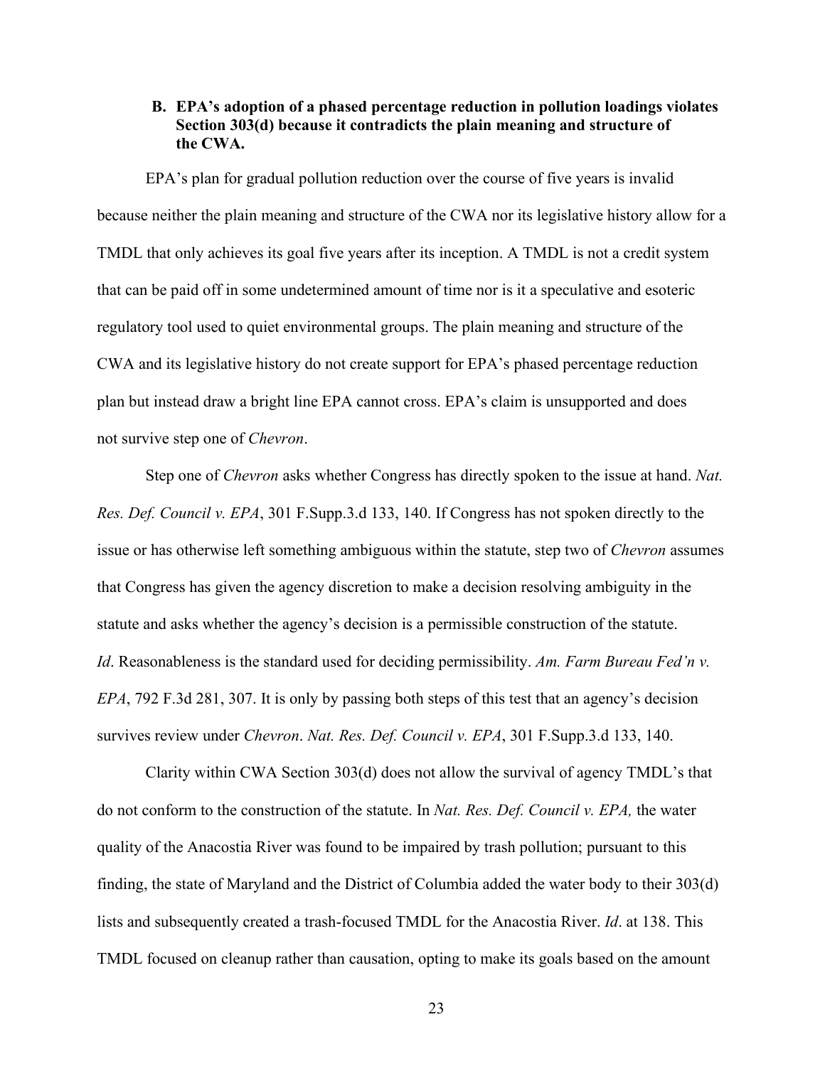### B. EPA's adoption of a phased percentage reduction in pollution loadings violates Section 303(d) because it contradicts the plain meaning and structure of the CWA.

EPA's plan for gradual pollution reduction over the course of five years is invalid because neither the plain meaning and structure of the CWA nor its legislative history allow for a TMDL that only achieves its goal five years after its inception. A TMDL is not a credit system that can be paid off in some undetermined amount of time nor is it a speculative and esoteric regulatory tool used to quiet environmental groups. The plain meaning and structure of the CWA and its legislative history do not create support for EPA's phased percentage reduction plan but instead draw a bright line EPA cannot cross. EPA's claim is unsupported and does not survive step one of *Chevron*.

Step one of *Chevron* asks whether Congress has directly spoken to the issue at hand. *Nat. Res. Def. Council v. EPA*, 301 F.Supp.3.d 133, 140. If Congress has not spoken directly to the issue or has otherwise left something ambiguous within the statute, step two of *Chevron* assumes that Congress has given the agency discretion to make a decision resolving ambiguity in the statute and asks whether the agency's decision is a permissible construction of the statute. *Id*. Reasonableness is the standard used for deciding permissibility. *Am. Farm Bureau Fed'n v. EPA*, 792 F.3d 281, 307. It is only by passing both steps of this test that an agency's decision survives review under *Chevron*. *Nat. Res. Def. Council v. EPA*, 301 F.Supp.3.d 133, 140.

Clarity within CWA Section 303(d) does not allow the survival of agency TMDL's that do not conform to the construction of the statute. In *Nat. Res. Def. Council v. EPA,* the water quality of the Anacostia River was found to be impaired by trash pollution; pursuant to this finding, the state of Maryland and the District of Columbia added the water body to their 303(d) lists and subsequently created a trash-focused TMDL for the Anacostia River. *Id*. at 138. This TMDL focused on cleanup rather than causation, opting to make its goals based on the amount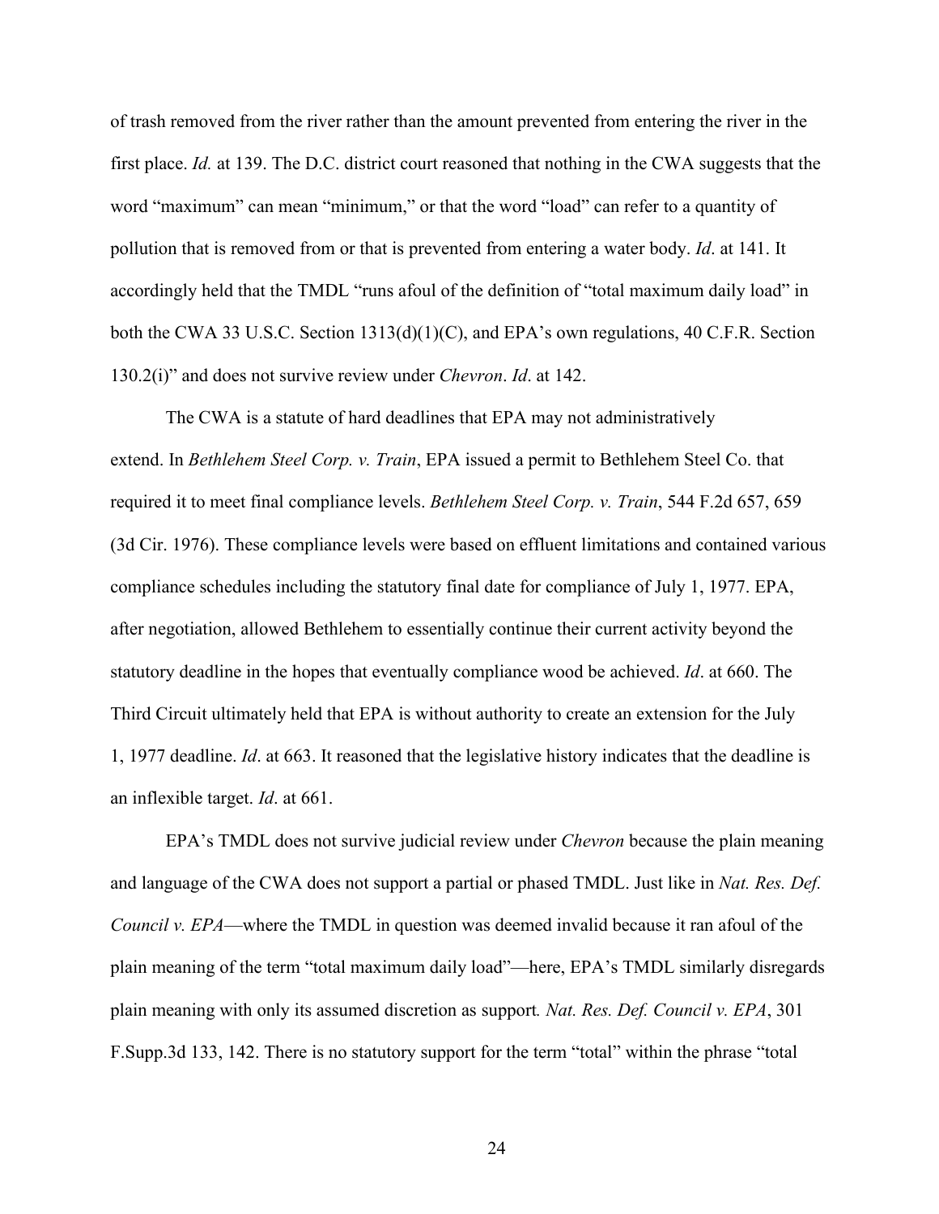of trash removed from the river rather than the amount prevented from entering the river in the first place. *Id.* at 139. The D.C. district court reasoned that nothing in the CWA suggests that the word "maximum" can mean "minimum," or that the word "load" can refer to a quantity of pollution that is removed from or that is prevented from entering a water body. *Id*. at 141. It accordingly held that the TMDL "runs afoul of the definition of "total maximum daily load" in both the CWA 33 U.S.C. Section 1313(d)(1)(C), and EPA's own regulations, 40 C.F.R. Section 130.2(i)" and does not survive review under *Chevron*. *Id*. at 142.

The CWA is a statute of hard deadlines that EPA may not administratively extend. In *Bethlehem Steel Corp. v. Train*, EPA issued a permit to Bethlehem Steel Co. that required it to meet final compliance levels. *Bethlehem Steel Corp. v. Train*, 544 F.2d 657, 659 (3d Cir. 1976). These compliance levels were based on effluent limitations and contained various compliance schedules including the statutory final date for compliance of July 1, 1977. EPA, after negotiation, allowed Bethlehem to essentially continue their current activity beyond the statutory deadline in the hopes that eventually compliance wood be achieved. *Id*. at 660. The Third Circuit ultimately held that EPA is without authority to create an extension for the July 1, 1977 deadline. *Id*. at 663. It reasoned that the legislative history indicates that the deadline is an inflexible target. *Id*. at 661.

EPA's TMDL does not survive judicial review under *Chevron* because the plain meaning and language of the CWA does not support a partial or phased TMDL. Just like in *Nat. Res. Def. Council v. EPA*—where the TMDL in question was deemed invalid because it ran afoul of the plain meaning of the term "total maximum daily load"—here, EPA's TMDL similarly disregards plain meaning with only its assumed discretion as support*. Nat. Res. Def. Council v. EPA*, 301 F.Supp.3d 133, 142. There is no statutory support for the term "total" within the phrase "total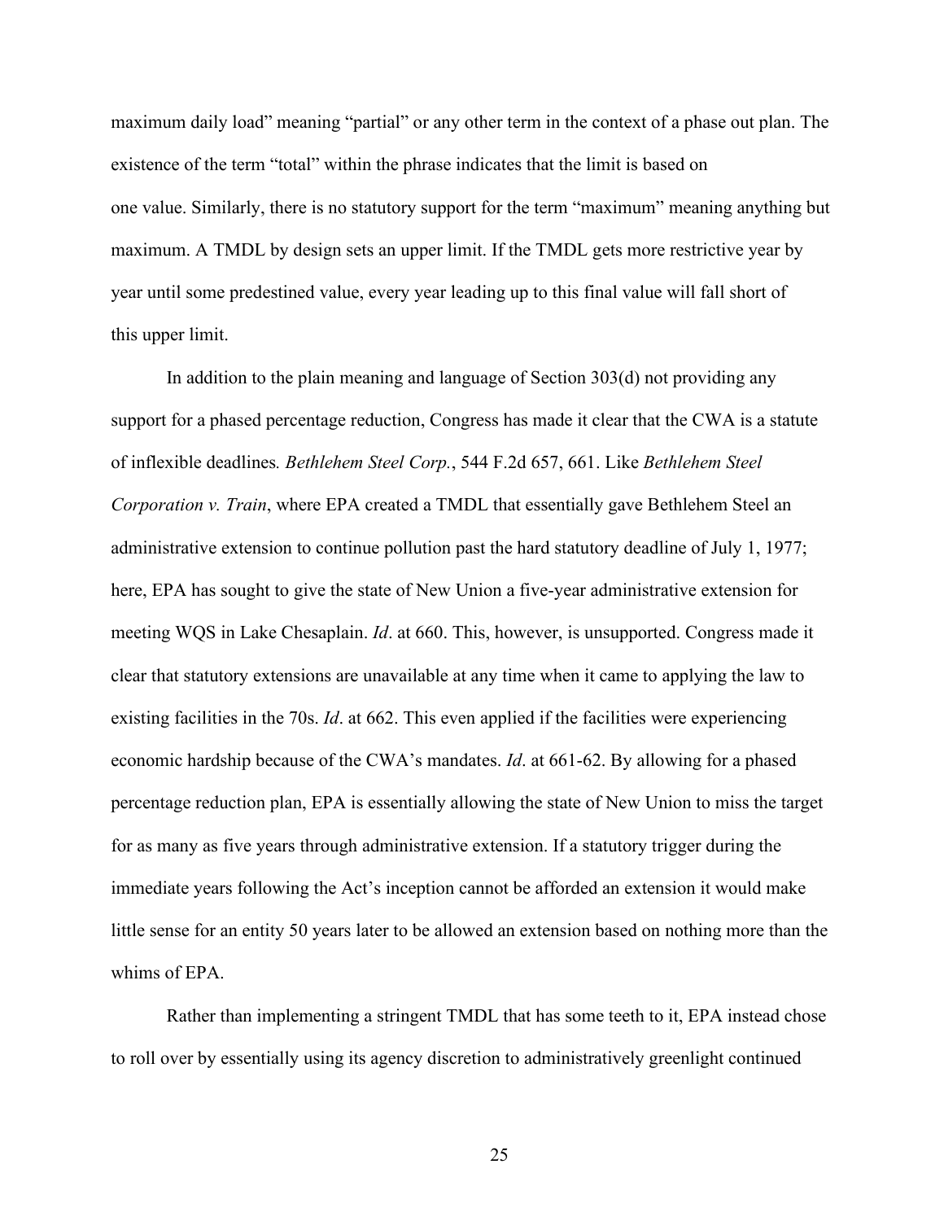maximum daily load" meaning "partial" or any other term in the context of a phase out plan. The existence of the term "total" within the phrase indicates that the limit is based on one value. Similarly, there is no statutory support for the term "maximum" meaning anything but maximum. A TMDL by design sets an upper limit. If the TMDL gets more restrictive year by year until some predestined value, every year leading up to this final value will fall short of this upper limit.

In addition to the plain meaning and language of Section 303(d) not providing any support for a phased percentage reduction, Congress has made it clear that the CWA is a statute of inflexible deadlines*. Bethlehem Steel Corp.*, 544 F.2d 657, 661. Like *Bethlehem Steel Corporation v. Train*, where EPA created a TMDL that essentially gave Bethlehem Steel an administrative extension to continue pollution past the hard statutory deadline of July 1, 1977; here, EPA has sought to give the state of New Union a five-year administrative extension for meeting WQS in Lake Chesaplain. *Id*. at 660. This, however, is unsupported. Congress made it clear that statutory extensions are unavailable at any time when it came to applying the law to existing facilities in the 70s. *Id*. at 662. This even applied if the facilities were experiencing economic hardship because of the CWA's mandates. *Id*. at 661-62. By allowing for a phased percentage reduction plan, EPA is essentially allowing the state of New Union to miss the target for as many as five years through administrative extension. If a statutory trigger during the immediate years following the Act's inception cannot be afforded an extension it would make little sense for an entity 50 years later to be allowed an extension based on nothing more than the whims of EPA.

Rather than implementing a stringent TMDL that has some teeth to it, EPA instead chose to roll over by essentially using its agency discretion to administratively greenlight continued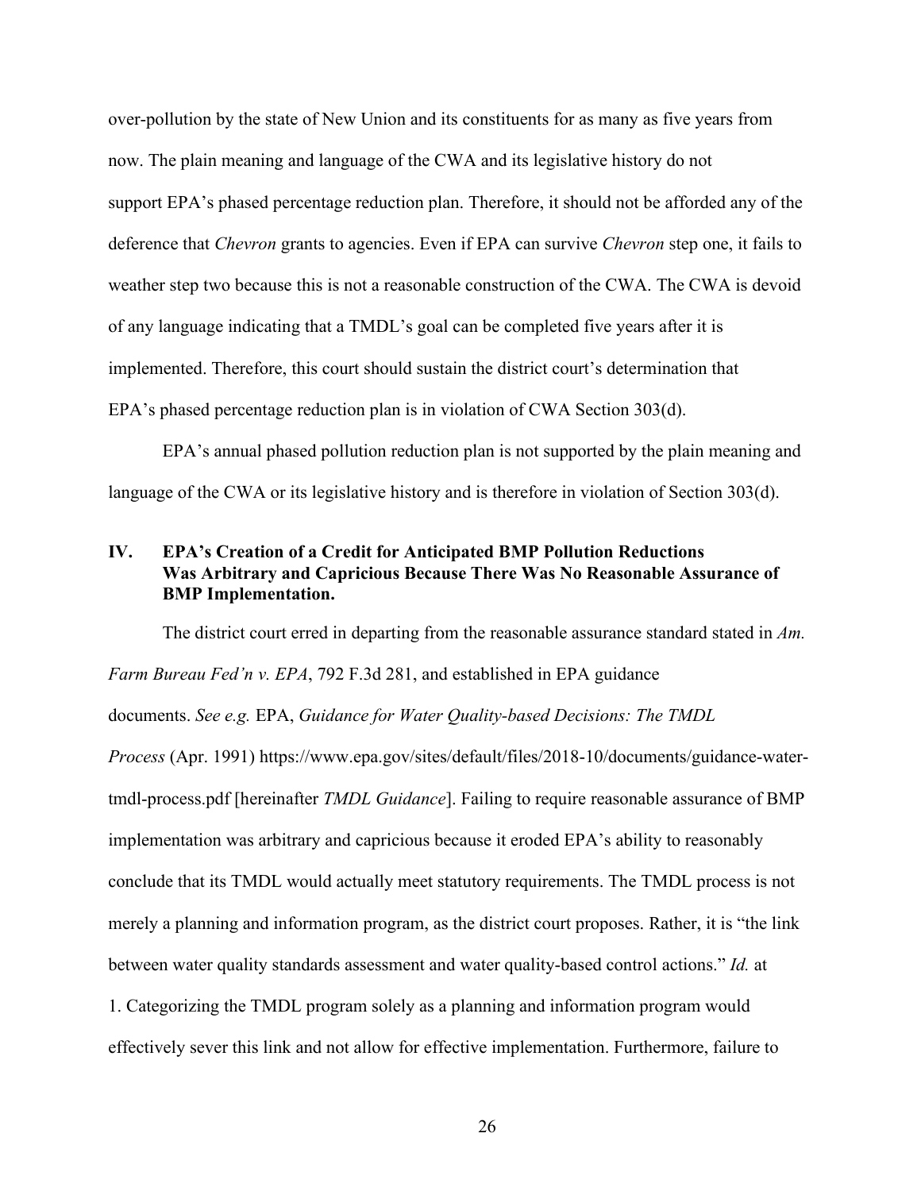over-pollution by the state of New Union and its constituents for as many as five years from now. The plain meaning and language of the CWA and its legislative history do not support EPA's phased percentage reduction plan. Therefore, it should not be afforded any of the deference that *Chevron* grants to agencies. Even if EPA can survive *Chevron* step one, it fails to weather step two because this is not a reasonable construction of the CWA. The CWA is devoid of any language indicating that a TMDL's goal can be completed five years after it is implemented. Therefore, this court should sustain the district court's determination that EPA's phased percentage reduction plan is in violation of CWA Section 303(d).

EPA's annual phased pollution reduction plan is not supported by the plain meaning and language of the CWA or its legislative history and is therefore in violation of Section 303(d).

## IV. EPA's Creation of a Credit for Anticipated BMP Pollution Reductions Was Arbitrary and Capricious Because There Was No Reasonable Assurance of BMP Implementation.

The district court erred in departing from the reasonable assurance standard stated in *Am. Farm Bureau Fed'n v. EPA*, 792 F.3d 281, and established in EPA guidance documents. *See e.g.* EPA, *Guidance for Water Quality-based Decisions: The TMDL Process* (Apr. 1991) https://www.epa.gov/sites/default/files/2018-10/documents/guidance-water-tmdl-process.pdf [hereinafter *TMDL Guidance*]. Failing to require reasonable assurance of BMP implementation was arbitrary and capricious because it eroded EPA's ability to reasonably conclude that its TMDL would actually meet statutory requirements. The TMDL process is not merely a planning and information program, as the district court proposes. Rather, it is "the link between water quality standards assessment and water quality-based control actions." *Id.* at 1. Categorizing the TMDL program solely as a planning and information program would effectively sever this link and not allow for effective implementation. Furthermore, failure to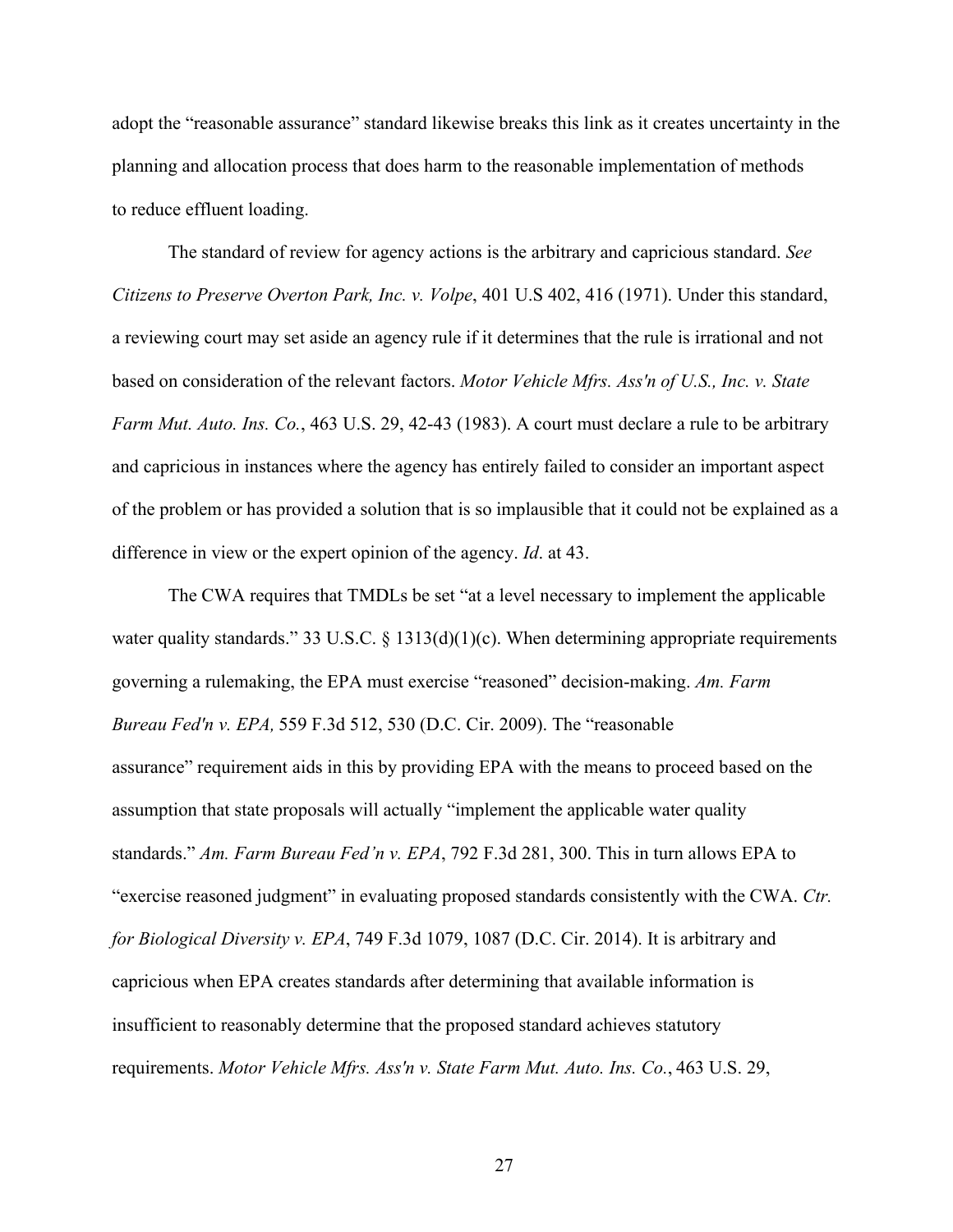adopt the "reasonable assurance" standard likewise breaks this link as it creates uncertainty in the planning and allocation process that does harm to the reasonable implementation of methods to reduce effluent loading.

The standard of review for agency actions is the arbitrary and capricious standard. *See Citizens to Preserve Overton Park, Inc. v. Volpe*, 401 U.S 402, 416 (1971). Under this standard, a reviewing court may set aside an agency rule if it determines that the rule is irrational and not based on consideration of the relevant factors. *Motor Vehicle Mfrs. Ass'n of U.S., Inc. v. State Farm Mut. Auto. Ins. Co.*, 463 U.S. 29, 42-43 (1983). A court must declare a rule to be arbitrary and capricious in instances where the agency has entirely failed to consider an important aspect of the problem or has provided a solution that is so implausible that it could not be explained as a difference in view or the expert opinion of the agency. *Id*. at 43.

The CWA requires that TMDLs be set "at a level necessary to implement the applicable water quality standards." 33 U.S.C. § 1313(d)(1)(c). When determining appropriate requirements governing a rulemaking, the EPA must exercise "reasoned" decision-making. *Am. Farm Bureau Fed'n v. EPA,* 559 F.3d 512, 530 (D.C. Cir. 2009). The "reasonable assurance" requirement aids in this by providing EPA with the means to proceed based on the assumption that state proposals will actually "implement the applicable water quality standards." *Am. Farm Bureau Fed'n v. EPA*, 792 F.3d 281, 300. This in turn allows EPA to "exercise reasoned judgment" in evaluating proposed standards consistently with the CWA. *Ctr. for Biological Diversity v. EPA*, 749 F.3d 1079, 1087 (D.C. Cir. 2014). It is arbitrary and capricious when EPA creates standards after determining that available information is insufficient to reasonably determine that the proposed standard achieves statutory requirements. *Motor Vehicle Mfrs. Ass'n v. State Farm Mut. Auto. Ins. Co.*, 463 U.S. 29,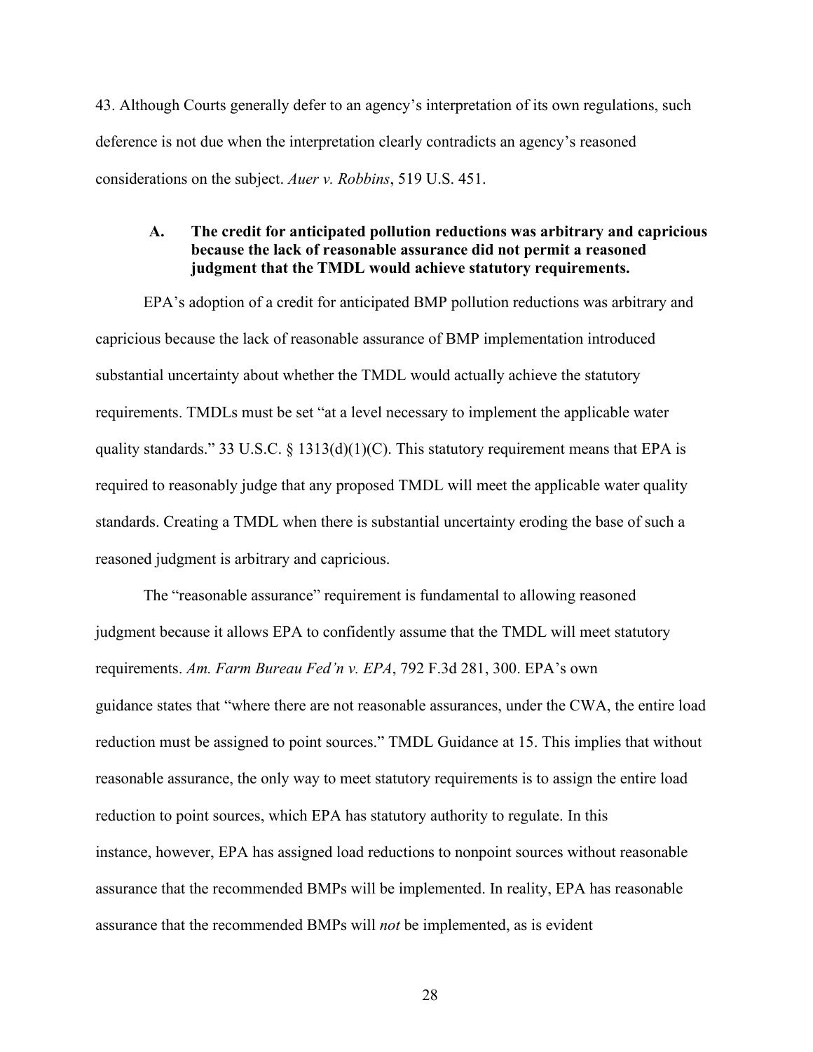43. Although Courts generally defer to an agency's interpretation of its own regulations, such deference is not due when the interpretation clearly contradicts an agency's reasoned considerations on the subject. *Auer v. Robbins*, 519 U.S. 451.

### A. The credit for anticipated pollution reductions was arbitrary and capricious because the lack of reasonable assurance did not permit a reasoned judgment that the TMDL would achieve statutory requirements.

EPA's adoption of a credit for anticipated BMP pollution reductions was arbitrary and capricious because the lack of reasonable assurance of BMP implementation introduced substantial uncertainty about whether the TMDL would actually achieve the statutory requirements. TMDLs must be set "at a level necessary to implement the applicable water quality standards." 33 U.S.C. § 1313(d)(1)(C). This statutory requirement means that EPA is required to reasonably judge that any proposed TMDL will meet the applicable water quality standards. Creating a TMDL when there is substantial uncertainty eroding the base of such a reasoned judgment is arbitrary and capricious.

The "reasonable assurance" requirement is fundamental to allowing reasoned judgment because it allows EPA to confidently assume that the TMDL will meet statutory requirements. *Am. Farm Bureau Fed'n v. EPA*, 792 F.3d 281, 300. EPA's own guidance states that "where there are not reasonable assurances, under the CWA, the entire load reduction must be assigned to point sources." TMDL Guidance at 15. This implies that without reasonable assurance, the only way to meet statutory requirements is to assign the entire load reduction to point sources, which EPA has statutory authority to regulate. In this instance, however, EPA has assigned load reductions to nonpoint sources without reasonable assurance that the recommended BMPs will be implemented. In reality, EPA has reasonable assurance that the recommended BMPs will *not* be implemented, as is evident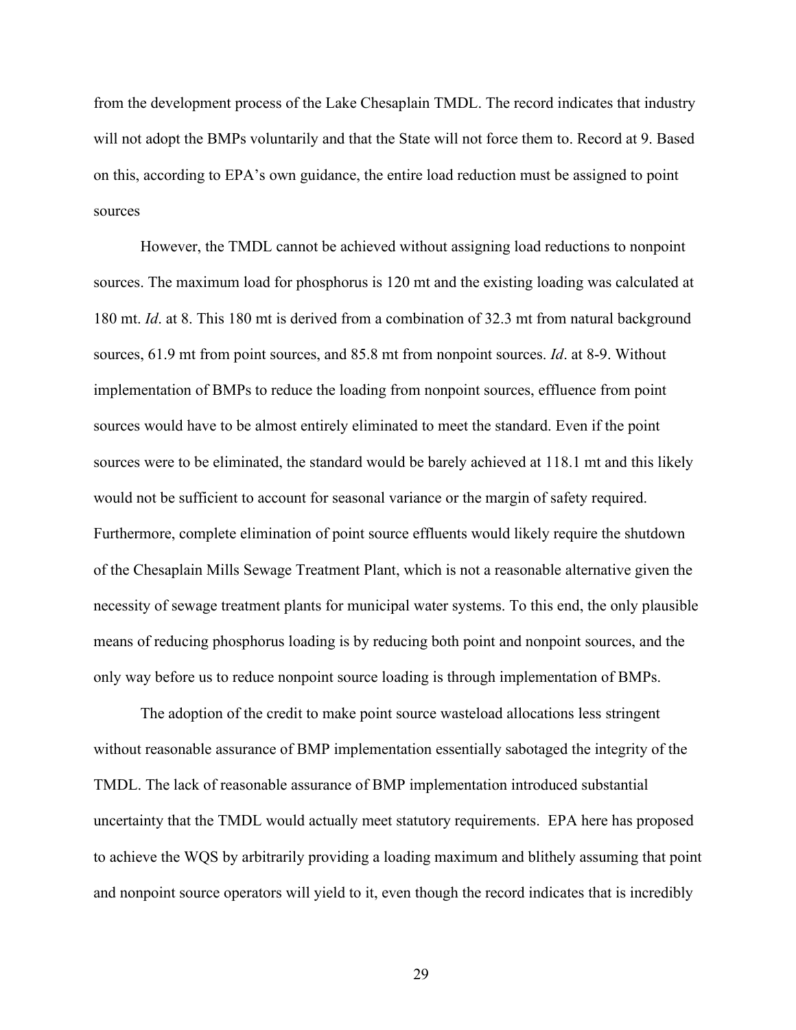from the development process of the Lake Chesaplain TMDL. The record indicates that industry will not adopt the BMPs voluntarily and that the State will not force them to. Record at 9. Based on this, according to EPA's own guidance, the entire load reduction must be assigned to point sources

However, the TMDL cannot be achieved without assigning load reductions to nonpoint sources. The maximum load for phosphorus is 120 mt and the existing loading was calculated at 180 mt. *Id*. at 8. This 180 mt is derived from a combination of 32.3 mt from natural background sources, 61.9 mt from point sources, and 85.8 mt from nonpoint sources. *Id*. at 8-9. Without implementation of BMPs to reduce the loading from nonpoint sources, effluence from point sources would have to be almost entirely eliminated to meet the standard. Even if the point sources were to be eliminated, the standard would be barely achieved at 118.1 mt and this likely would not be sufficient to account for seasonal variance or the margin of safety required. Furthermore, complete elimination of point source effluents would likely require the shutdown of the Chesaplain Mills Sewage Treatment Plant, which is not a reasonable alternative given the necessity of sewage treatment plants for municipal water systems. To this end, the only plausible means of reducing phosphorus loading is by reducing both point and nonpoint sources, and the only way before us to reduce nonpoint source loading is through implementation of BMPs.

The adoption of the credit to make point source wasteload allocations less stringent without reasonable assurance of BMP implementation essentially sabotaged the integrity of the TMDL. The lack of reasonable assurance of BMP implementation introduced substantial uncertainty that the TMDL would actually meet statutory requirements. EPA here has proposed to achieve the WQS by arbitrarily providing a loading maximum and blithely assuming that point and nonpoint source operators will yield to it, even though the record indicates that is incredibly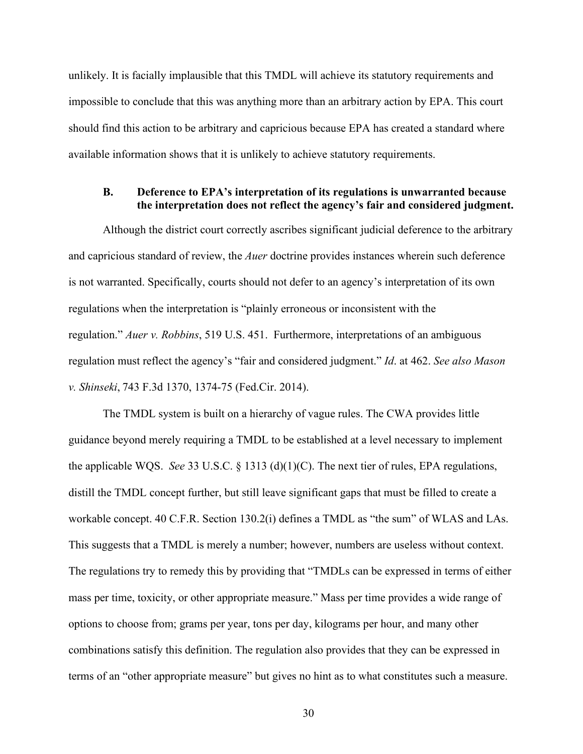unlikely. It is facially implausible that this TMDL will achieve its statutory requirements and impossible to conclude that this was anything more than an arbitrary action by EPA. This court should find this action to be arbitrary and capricious because EPA has created a standard where available information shows that it is unlikely to achieve statutory requirements.

### B. Deference to EPA's interpretation of its regulations is unwarranted because the interpretation does not reflect the agency's fair and considered judgment.

Although the district court correctly ascribes significant judicial deference to the arbitrary and capricious standard of review, the *Auer* doctrine provides instances wherein such deference is not warranted. Specifically, courts should not defer to an agency's interpretation of its own regulations when the interpretation is "plainly erroneous or inconsistent with the regulation." *Auer v. Robbins*, 519 U.S. 451. Furthermore, interpretations of an ambiguous regulation must reflect the agency's "fair and considered judgment." *Id*. at 462. *See also Mason v. Shinseki*, 743 F.3d 1370, 1374-75 (Fed.Cir. 2014).

The TMDL system is built on a hierarchy of vague rules. The CWA provides little guidance beyond merely requiring a TMDL to be established at a level necessary to implement the applicable WQS. *See* 33 U.S.C. § 1313 (d)(1)(C). The next tier of rules, EPA regulations, distill the TMDL concept further, but still leave significant gaps that must be filled to create a workable concept. 40 C.F.R. Section 130.2(i) defines a TMDL as "the sum" of WLAS and LAs. This suggests that a TMDL is merely a number; however, numbers are useless without context. The regulations try to remedy this by providing that "TMDLs can be expressed in terms of either mass per time, toxicity, or other appropriate measure." Mass per time provides a wide range of options to choose from; grams per year, tons per day, kilograms per hour, and many other combinations satisfy this definition. The regulation also provides that they can be expressed in terms of an "other appropriate measure" but gives no hint as to what constitutes such a measure.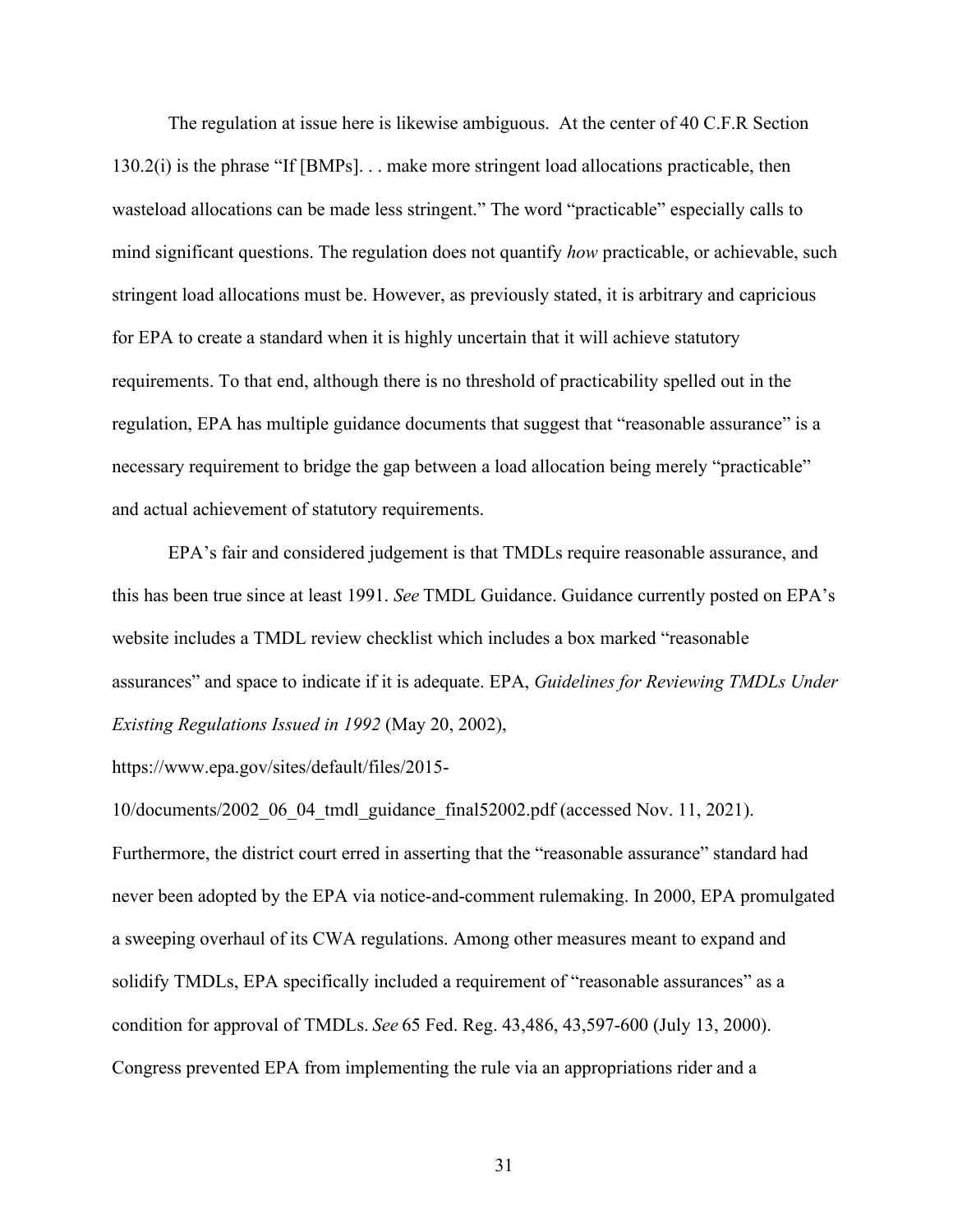The regulation at issue here is likewise ambiguous. At the center of 40 C.F.R Section 130.2(i) is the phrase "If [BMPs]. . . make more stringent load allocations practicable, then wasteload allocations can be made less stringent." The word "practicable" especially calls to mind significant questions. The regulation does not quantify *how* practicable, or achievable, such stringent load allocations must be. However, as previously stated, it is arbitrary and capricious for EPA to create a standard when it is highly uncertain that it will achieve statutory requirements. To that end, although there is no threshold of practicability spelled out in the regulation, EPA has multiple guidance documents that suggest that "reasonable assurance" is a necessary requirement to bridge the gap between a load allocation being merely "practicable" and actual achievement of statutory requirements.

EPA's fair and considered judgement is that TMDLs require reasonable assurance, and this has been true since at least 1991. *See* TMDL Guidance. Guidance currently posted on EPA's website includes a TMDL review checklist which includes a box marked "reasonable assurances" and space to indicate if it is adequate. EPA, *Guidelines for Reviewing TMDLs Under Existing Regulations Issued in 1992* (May 20, 2002), https://www.epa.gov/sites/default/files/2015-10/documents/2002_06_04_tmdl_guidance_final52002.pdf (accessed Nov. 11, 2021). Furthermore, the district court erred in asserting that the "reasonable assurance" standard had never been adopted by the EPA via notice-and-comment rulemaking. In 2000, EPA promulgated a sweeping overhaul of its CWA regulations. Among other measures meant to expand and solidify TMDLs, EPA specifically included a requirement of "reasonable assurances" as a condition for approval of TMDLs. *See* 65 Fed. Reg. 43,486, 43,597-600 (July 13, 2000). Congress prevented EPA from implementing the rule via an appropriations rider and a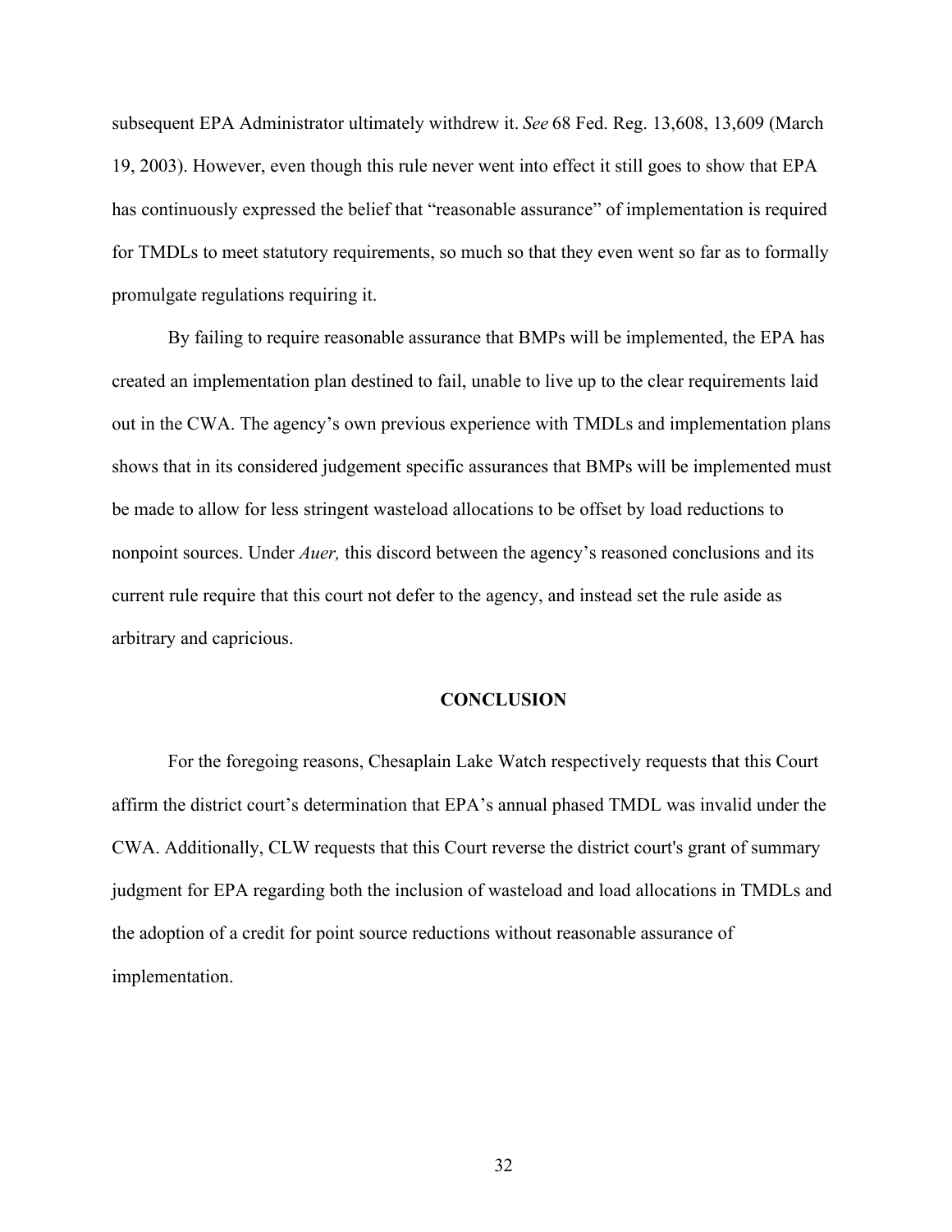subsequent EPA Administrator ultimately withdrew it. *See* 68 Fed. Reg. 13,608, 13,609 (March 19, 2003). However, even though this rule never went into effect it still goes to show that EPA has continuously expressed the belief that "reasonable assurance" of implementation is required for TMDLs to meet statutory requirements, so much so that they even went so far as to formally promulgate regulations requiring it.

By failing to require reasonable assurance that BMPs will be implemented, the EPA has created an implementation plan destined to fail, unable to live up to the clear requirements laid out in the CWA. The agency's own previous experience with TMDLs and implementation plans shows that in its considered judgement specific assurances that BMPs will be implemented must be made to allow for less stringent wasteload allocations to be offset by load reductions to nonpoint sources. Under *Auer,* this discord between the agency's reasoned conclusions and its current rule require that this court not defer to the agency, and instead set the rule aside as arbitrary and capricious.

## CONCLUSION

For the foregoing reasons, Chesaplain Lake Watch respectively requests that this Court affirm the district court's determination that EPA's annual phased TMDL was invalid under the CWA. Additionally, CLW requests that this Court reverse the district court's grant of summary judgment for EPA regarding both the inclusion of wasteload and load allocations in TMDLs and the adoption of a credit for point source reductions without reasonable assurance of implementation.